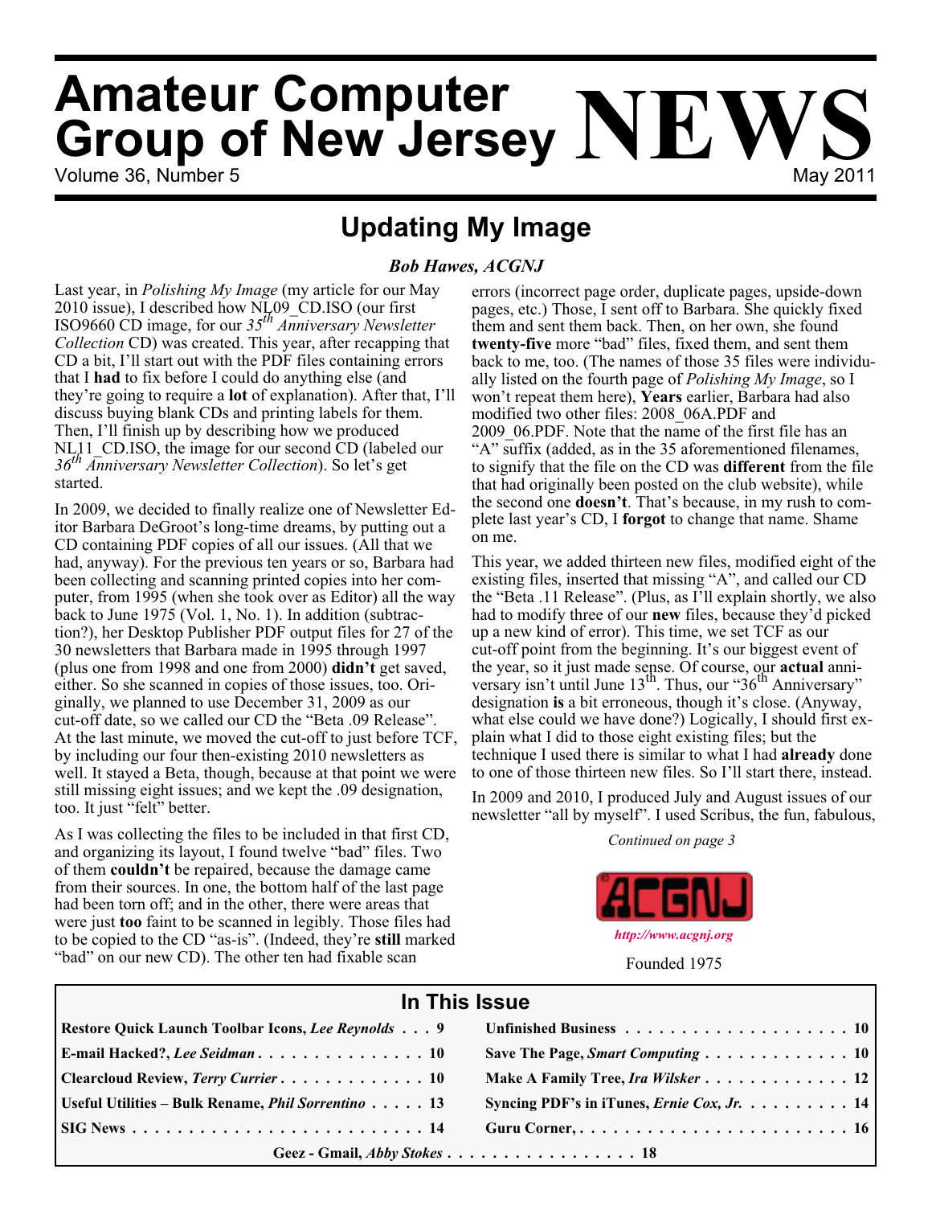# Amateur Computer Group of New Jersey NEWS

Volume 36, Number 5 — May 2011

## Updating My Image

***Bob Hawes, ACGNJ***

Last year, in *Polishing My Image* (my article for our May 2010 issue), I described how NL09_CD.ISO (our first ISO9660 CD image, for our *35th Anniversary Newsletter Collection* CD) was created. This year, after recapping that CD a bit, I'll start out with the PDF files containing errors that I **had** to fix before I could do anything else (and they're going to require a **lot** of explanation). After that, I'll discuss buying blank CDs and printing labels for them. Then, I'll finish up by describing how we produced NL11_CD.ISO, the image for our second CD (labeled our *36th Anniversary Newsletter Collection*). So let's get started.

In 2009, we decided to finally realize one of Newsletter Editor Barbara DeGroot's long-time dreams, by putting out a CD containing PDF copies of all our issues. (All that we had, anyway). For the previous ten years or so, Barbara had been collecting and scanning printed copies into her computer, from 1995 (when she took over as Editor) all the way back to June 1975 (Vol. 1, No. 1). In addition (subtraction?), her Desktop Publisher PDF output files for 27 of the 30 newsletters that Barbara made in 1995 through 1997 (plus one from 1998 and one from 2000) **didn't** get saved, either. So she scanned in copies of those issues, too. Originally, we planned to use December 31, 2009 as our cut-off date, so we called our CD the "Beta .09 Release". At the last minute, we moved the cut-off to just before TCF, by including our four then-existing 2010 newsletters as well. It stayed a Beta, though, because at that point we were still missing eight issues; and we kept the .09 designation, too. It just "felt" better.

As I was collecting the files to be included in that first CD, and organizing its layout, I found twelve "bad" files. Two of them **couldn't** be repaired, because the damage came from their sources. In one, the bottom half of the last page had been torn off; and in the other, there were areas that were just **too** faint to be scanned in legibly. Those files had to be copied to the CD "as-is". (Indeed, they're **still** marked "bad" on our new CD). The other ten had fixable scan errors (incorrect page order, duplicate pages, upside-down pages, etc.) Those, I sent off to Barbara. She quickly fixed them and sent them back. Then, on her own, she found **twenty-five** more "bad" files, fixed them, and sent them back to me, too. (The names of those 35 files were individually listed on the fourth page of *Polishing My Image*, so I won't repeat them here), **Years** earlier, Barbara had also modified two other files: 2008_06A.PDF and 2009_06.PDF. Note that the name of the first file has an "A" suffix (added, as in the 35 aforementioned filenames, to signify that the file on the CD was **different** from the file that had originally been posted on the club website), while the second one **doesn't**. That's because, in my rush to complete last year's CD, I **forgot** to change that name. Shame on me.

This year, we added thirteen new files, modified eight of the existing files, inserted that missing "A", and called our CD the "Beta .11 Release". (Plus, as I'll explain shortly, we also had to modify three of our **new** files, because they'd picked up a new kind of error). This time, we set TCF as our cut-off point from the beginning. It's our biggest event of the year, so it just made sense. Of course, our **actual** anniversary isn't until June 13th. Thus, our "36th Anniversary" designation **is** a bit erroneous, though it's close. (Anyway, what else could we have done?) Logically, I should first explain what I did to those eight existing files; but the technique I used there is similar to what I had **already** done to one of those thirteen new files. So I'll start there, instead.

In 2009 and 2010, I produced July and August issues of our newsletter "all by myself". I used Scribus, the fun, fabulous,

*Continued on page 3*

ACGNJ

*http://www.acgnj.org*

Founded 1975

### In This Issue

| | |
|---|---|
| Restore Quick Launch Toolbar Icons, *Lee Reynolds* . . . 9 | Unfinished Business . . . . . . . . . . 10 |
| E-mail Hacked?, *Lee Seidman* . . . . . . . . 10 | Save The Page, *Smart Computing* . . . . . . 10 |
| Clearcloud Review, *Terry Currier* . . . . . . 10 | Make A Family Tree, *Ira Wilsker* . . . . . . 12 |
| Useful Utilities – Bulk Rename, *Phil Sorrentino* . . . 13 | Syncing PDF's in iTunes, *Ernie Cox, Jr.* . . . . 14 |
| SIG News . . . . . . . . . . . . . 14 | Guru Corner, . . . . . . . . . . . . 16 |
| Geez - Gmail, *Abby Stokes* . . . . . . . . 18 | |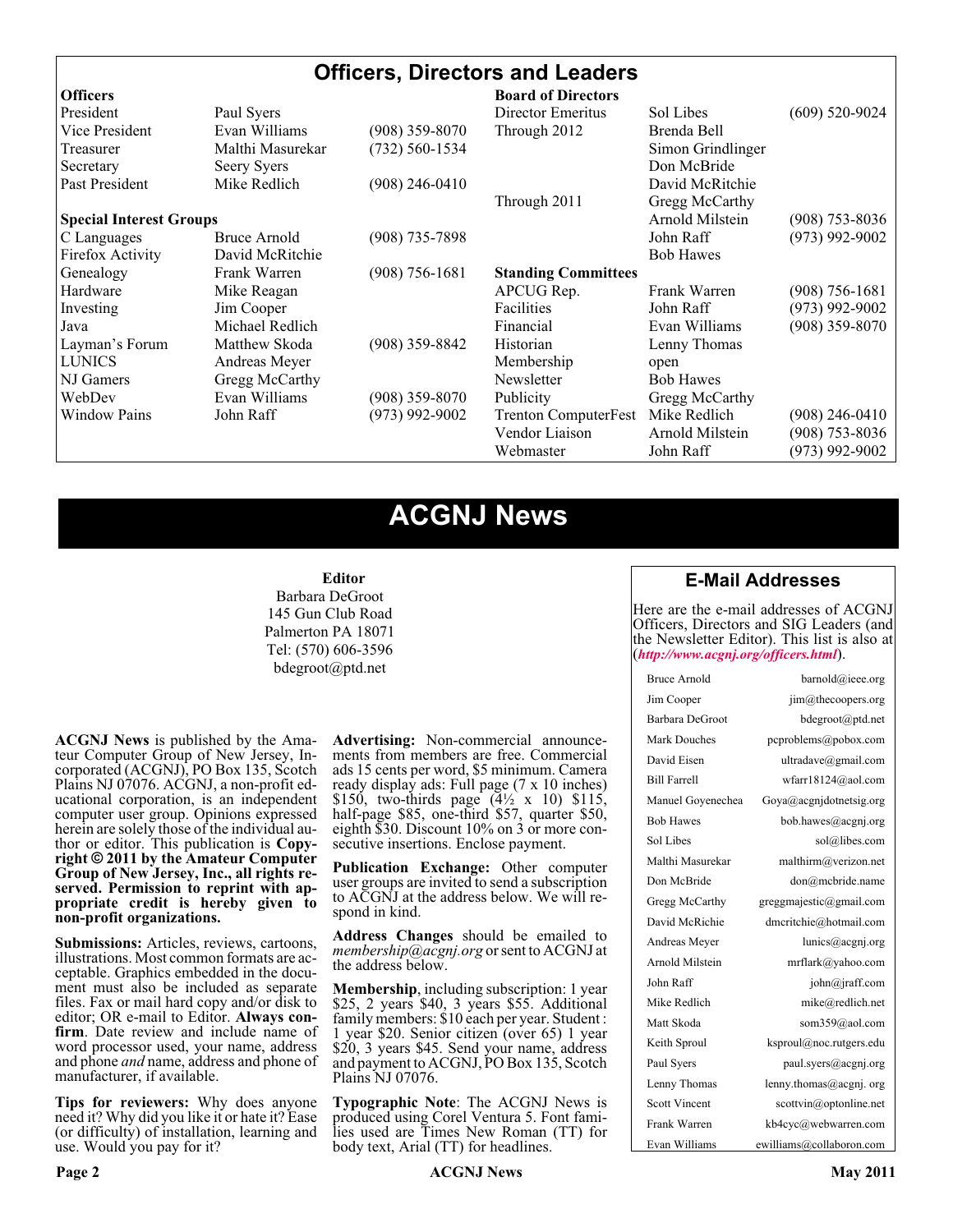# Officers, Directors and Leaders

| **Officers** | | | **Board of Directors** | | |
|---|---|---|---|---|---|
| President | Paul Syers | | Director Emeritus | Sol Libes | (609) 520-9024 |
| Vice President | Evan Williams | (908) 359-8070 | Through 2012 | Brenda Bell | |
| Treasurer | Malthi Masurekar | (732) 560-1534 | | Simon Grindlinger | |
| Secretary | Seery Syers | | | Don McBride | |
| Past President | Mike Redlich | (908) 246-0410 | | David McRitchie | |
| | | | Through 2011 | Gregg McCarthy | |
| **Special Interest Groups** | | | | Arnold Milstein | (908) 753-8036 |
| C Languages | Bruce Arnold | (908) 735-7898 | | John Raff | (973) 992-9002 |
| Firefox Activity | David McRitchie | | | Bob Hawes | |
| Genealogy | Frank Warren | (908) 756-1681 | **Standing Committees** | | |
| Hardware | Mike Reagan | | APCUG Rep. | Frank Warren | (908) 756-1681 |
| Investing | Jim Cooper | | Facilities | John Raff | (973) 992-9002 |
| Java | Michael Redlich | | Financial | Evan Williams | (908) 359-8070 |
| Layman's Forum | Matthew Skoda | (908) 359-8842 | Historian | Lenny Thomas | |
| LUNICS | Andreas Meyer | | Membership | open | |
| NJ Gamers | Gregg McCarthy | | Newsletter | Bob Hawes | |
| WebDev | Evan Williams | (908) 359-8070 | Publicity | Gregg McCarthy | |
| Window Pains | John Raff | (973) 992-9002 | Trenton ComputerFest | Mike Redlich | (908) 246-0410 |
| | | | Vendor Liaison | Arnold Milstein | (908) 753-8036 |
| | | | Webmaster | John Raff | (973) 992-9002 |

# ACGNJ News

**Editor**
Barbara DeGroot
145 Gun Club Road
Palmerton PA 18071
Tel: (570) 606-3596
bdegroot@ptd.net

**ACGNJ News** is published by the Amateur Computer Group of New Jersey, Incorporated (ACGNJ), PO Box 135, Scotch Plains NJ 07076. ACGNJ, a non-profit educational corporation, is an independent computer user group. Opinions expressed herein are solely those of the individual author or editor. This publication is **Copyright © 2011 by the Amateur Computer Group of New Jersey, Inc., all rights reserved. Permission to reprint with appropriate credit is hereby given to non-profit organizations.**

**Submissions:** Articles, reviews, cartoons, illustrations. Most common formats are acceptable. Graphics embedded in the document must also be included as separate files. Fax or mail hard copy and/or disk to editor; OR e-mail to Editor. **Always confirm**. Date review and include name of word processor used, your name, address and phone *and* name, address and phone of manufacturer, if available.

**Tips for reviewers:** Why does anyone need it? Why did you like it or hate it? Ease (or difficulty) of installation, learning and use. Would you pay for it?

**Advertising:** Non-commercial announcements from members are free. Commercial ads 15 cents per word, $5 minimum. Camera ready display ads: Full page (7 x 10 inches) $150, two-thirds page (4½ x 10) $115, half-page $85, one-third $57, quarter $50, eighth $30. Discount 10% on 3 or more consecutive insertions. Enclose payment.

**Publication Exchange:** Other computer user groups are invited to send a subscription to ACGNJ at the address below. We will respond in kind.

**Address Changes** should be emailed to *membership@acgnj.org* or sent to ACGNJ at the address below.

**Membership**, including subscription: 1 year $25, 2 years $40, 3 years $55. Additional family members: $10 each per year. Student : 1 year $20. Senior citizen (over 65) 1 year $20, 3 years $45. Send your name, address and payment to ACGNJ, PO Box 135, Scotch Plains NJ 07076.

**Typographic Note**: The ACGNJ News is produced using Corel Ventura 5. Font families used are Times New Roman (TT) for body text, Arial (TT) for headlines.

## E-Mail Addresses

Here are the e-mail addresses of ACGNJ Officers, Directors and SIG Leaders (and the Newsletter Editor). This list is also at (***http://www.acgnj.org/officers.html***).

| | |
|---|---|
| Bruce Arnold | barnold@ieee.org |
| Jim Cooper | jim@thecoopers.org |
| Barbara DeGroot | bdegroot@ptd.net |
| Mark Douches | pcproblems@pobox.com |
| David Eisen | ultradave@gmail.com |
| Bill Farrell | wfarr18124@aol.com |
| Manuel Goyenechea | Goya@acgnjdotnetsig.org |
| Bob Hawes | bob.hawes@acgnj.org |
| Sol Libes | sol@libes.com |
| Malthi Masurekar | malthirm@verizon.net |
| Don McBride | don@mcbride.name |
| Gregg McCarthy | greggmajestic@gmail.com |
| David McRichie | dmcritchie@hotmail.com |
| Andreas Meyer | lunics@acgnj.org |
| Arnold Milstein | mrflark@yahoo.com |
| John Raff | john@jraff.com |
| Mike Redlich | mike@redlich.net |
| Matt Skoda | som359@aol.com |
| Keith Sproul | ksproul@noc.rutgers.edu |
| Paul Syers | paul.syers@acgnj.org |
| Lenny Thomas | lenny.thomas@acgnj. org |
| Scott Vincent | scottvin@optonline.net |
| Frank Warren | kb4cyc@webwarren.com |
| Evan Williams | ewilliams@collaboron.com |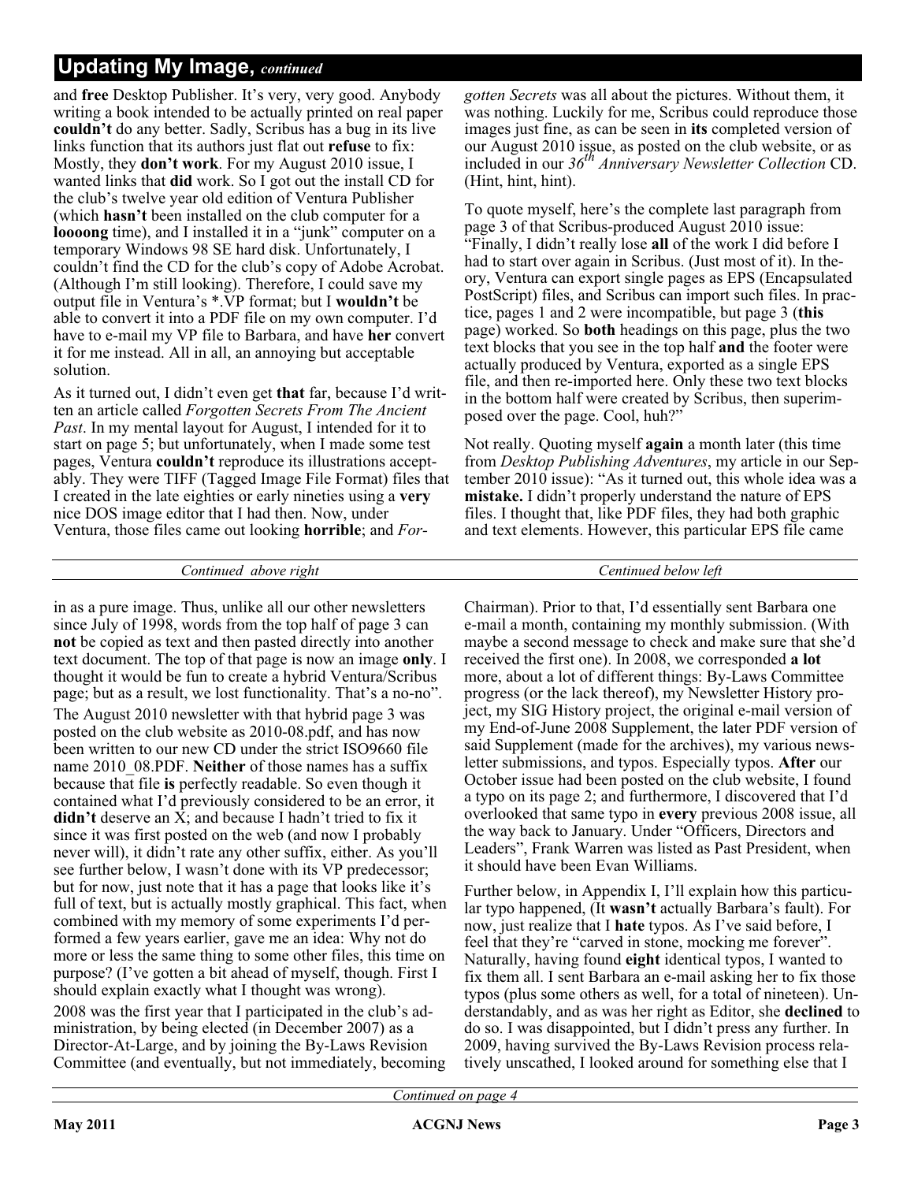## Updating My Image, *continued*

and **free** Desktop Publisher. It's very, very good. Anybody writing a book intended to be actually printed on real paper **couldn't** do any better. Sadly, Scribus has a bug in its live links function that its authors just flat out **refuse** to fix: Mostly, they **don't work**. For my August 2010 issue, I wanted links that **did** work. So I got out the install CD for the club's twelve year old edition of Ventura Publisher (which **hasn't** been installed on the club computer for a **loooong** time), and I installed it in a "junk" computer on a temporary Windows 98 SE hard disk. Unfortunately, I couldn't find the CD for the club's copy of Adobe Acrobat. (Although I'm still looking). Therefore, I could save my output file in Ventura's *.VP format; but I **wouldn't** be able to convert it into a PDF file on my own computer. I'd have to e-mail my VP file to Barbara, and have **her** convert it for me instead. All in all, an annoying but acceptable solution.

As it turned out, I didn't even get **that** far, because I'd written an article called *Forgotten Secrets From The Ancient Past*. In my mental layout for August, I intended for it to start on page 5; but unfortunately, when I made some test pages, Ventura **couldn't** reproduce its illustrations acceptably. They were TIFF (Tagged Image File Format) files that I created in the late eighties or early nineties using a **very** nice DOS image editor that I had then. Now, under Ventura, those files came out looking **horrible**; and *Forgotten Secrets* was all about the pictures. Without them, it was nothing. Luckily for me, Scribus could reproduce those images just fine, as can be seen in **its** completed version of our August 2010 issue, as posted on the club website, or as included in our *36th Anniversary Newsletter Collection* CD. (Hint, hint, hint).

To quote myself, here's the complete last paragraph from page 3 of that Scribus-produced August 2010 issue: "Finally, I didn't really lose **all** of the work I did before I had to start over again in Scribus. (Just most of it). In theory, Ventura can export single pages as EPS (Encapsulated PostScript) files, and Scribus can import such files. In practice, pages 1 and 2 were incompatible, but page 3 (**this** page) worked. So **both** headings on this page, plus the two text blocks that you see in the top half **and** the footer were actually produced by Ventura, exported as a single EPS file, and then re-imported here. Only these two text blocks in the bottom half were created by Scribus, then superimposed over the page. Cool, huh?"

Not really. Quoting myself **again** a month later (this time from *Desktop Publishing Adventures*, my article in our September 2010 issue): "As it turned out, this whole idea was a **mistake.** I didn't properly understand the nature of EPS files. I thought that, like PDF files, they had both graphic and text elements. However, this particular EPS file came

*Continued above right* — *Centinued below left*

in as a pure image. Thus, unlike all our other newsletters since July of 1998, words from the top half of page 3 can **not** be copied as text and then pasted directly into another text document. The top of that page is now an image **only**. I thought it would be fun to create a hybrid Ventura/Scribus page; but as a result, we lost functionality. That's a no-no".

The August 2010 newsletter with that hybrid page 3 was posted on the club website as 2010-08.pdf, and has now been written to our new CD under the strict ISO9660 file name 2010_08.PDF. **Neither** of those names has a suffix because that file **is** perfectly readable. So even though it contained what I'd previously considered to be an error, it **didn't** deserve an X; and because I hadn't tried to fix it since it was first posted on the web (and now I probably never will), it didn't rate any other suffix, either. As you'll see further below, I wasn't done with its VP predecessor; but for now, just note that it has a page that looks like it's full of text, but is actually mostly graphical. This fact, when combined with my memory of some experiments I'd performed a few years earlier, gave me an idea: Why not do more or less the same thing to some other files, this time on purpose? (I've gotten a bit ahead of myself, though. First I should explain exactly what I thought was wrong).

2008 was the first year that I participated in the club's administration, by being elected (in December 2007) as a Director-At-Large, and by joining the By-Laws Revision Committee (and eventually, but not immediately, becoming Chairman). Prior to that, I'd essentially sent Barbara one e-mail a month, containing my monthly submission. (With maybe a second message to check and make sure that she'd received the first one). In 2008, we corresponded **a lot** more, about a lot of different things: By-Laws Committee progress (or the lack thereof), my Newsletter History project, my SIG History project, the original e-mail version of my End-of-June 2008 Supplement, the later PDF version of said Supplement (made for the archives), my various newsletter submissions, and typos. Especially typos. **After** our October issue had been posted on the club website, I found a typo on its page 2; and furthermore, I discovered that I'd overlooked that same typo in **every** previous 2008 issue, all the way back to January. Under "Officers, Directors and Leaders", Frank Warren was listed as Past President, when it should have been Evan Williams.

Further below, in Appendix I, I'll explain how this particular typo happened, (It **wasn't** actually Barbara's fault). For now, just realize that I **hate** typos. As I've said before, I feel that they're "carved in stone, mocking me forever". Naturally, having found **eight** identical typos, I wanted to fix them all. I sent Barbara an e-mail asking her to fix those typos (plus some others as well, for a total of nineteen). Understandably, and as was her right as Editor, she **declined** to do so. I was disappointed, but I didn't press any further. In 2009, having survived the By-Laws Revision process relatively unscathed, I looked around for something else that I

*Continued on page 4*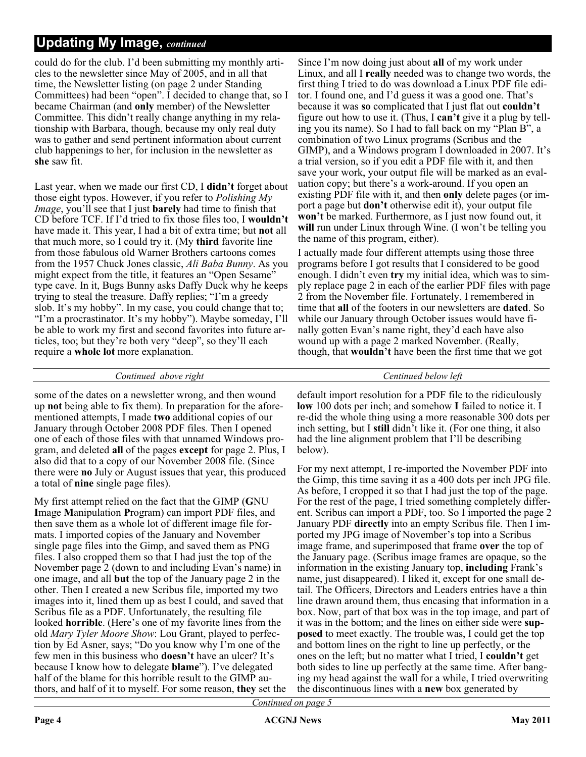## Updating My Image, *continued*

could do for the club. I'd been submitting my monthly articles to the newsletter since May of 2005, and in all that time, the Newsletter listing (on page 2 under Standing Committees) had been "open". I decided to change that, so I became Chairman (and **only** member) of the Newsletter Committee. This didn't really change anything in my relationship with Barbara, though, because my only real duty was to gather and send pertinent information about current club happenings to her, for inclusion in the newsletter as **she** saw fit.

Last year, when we made our first CD, I **didn't** forget about those eight typos. However, if you refer to *Polishing My Image*, you'll see that I just **barely** had time to finish that CD before TCF. If I'd tried to fix those files too, I **wouldn't** have made it. This year, I had a bit of extra time; but **not** all that much more, so I could try it. (My **third** favorite line from those fabulous old Warner Brothers cartoons comes from the 1957 Chuck Jones classic, *Ali Baba Bunny*. As you might expect from the title, it features an "Open Sesame" type cave. In it, Bugs Bunny asks Daffy Duck why he keeps trying to steal the treasure. Daffy replies; "I'm a greedy slob. It's my hobby". In my case, you could change that to; "I'm a procrastinator. It's my hobby"). Maybe someday, I'll be able to work my first and second favorites into future articles, too; but they're both very "deep", so they'll each require a **whole lot** more explanation.

Since I'm now doing just about **all** of my work under Linux, and all I **really** needed was to change two words, the first thing I tried to do was download a Linux PDF file editor. I found one, and I'd guess it was a good one. That's because it was **so** complicated that I just flat out **couldn't** figure out how to use it. (Thus, I **can't** give it a plug by telling you its name). So I had to fall back on my "Plan B", a combination of two Linux programs (Scribus and the GIMP), and a Windows program I downloaded in 2007. It's a trial version, so if you edit a PDF file with it, and then save your work, your output file will be marked as an evaluation copy; but there's a work-around. If you open an existing PDF file with it, and then **only** delete pages (or import a page but **don't** otherwise edit it), your output file **won't** be marked. Furthermore, as I just now found out, it **will** run under Linux through Wine. (I won't be telling you the name of this program, either).

I actually made four different attempts using those three programs before I got results that I considered to be good enough. I didn't even **try** my initial idea, which was to simply replace page 2 in each of the earlier PDF files with page 2 from the November file. Fortunately, I remembered in time that **all** of the footers in our newsletters are **dated**. So while our January through October issues would have finally gotten Evan's name right, they'd each have also wound up with a page 2 marked November. (Really, though, that **wouldn't** have been the first time that we got some of the dates on a newsletter wrong, and then wound up **not** being able to fix them). In preparation for the aforementioned attempts, I made **two** additional copies of our January through October 2008 PDF files. Then I opened one of each of those files with that unnamed Windows program, and deleted **all** of the pages **except** for page 2. Plus, I also did that to a copy of our November 2008 file. (Since there were **no** July or August issues that year, this produced a total of **nine** single page files).

My first attempt relied on the fact that the GIMP (**G**NU **I**mage **M**anipulation **P**rogram) can import PDF files, and then save them as a whole lot of different image file formats. I imported copies of the January and November single page files into the Gimp, and saved them as PNG files. I also cropped them so that I had just the top of the November page 2 (down to and including Evan's name) in one image, and all **but** the top of the January page 2 in the other. Then I created a new Scribus file, imported my two images into it, lined them up as best I could, and saved that Scribus file as a PDF. Unfortunately, the resulting file looked **horrible**. (Here's one of my favorite lines from the old *Mary Tyler Moore Show*: Lou Grant, played to perfection by Ed Asner, says; "Do you know why I'm one of the few men in this business who **doesn't** have an ulcer? It's because I know how to delegate **blame**"). I've delegated half of the blame for this horrible result to the GIMP authors, and half of it to myself. For some reason, **they** set the default import resolution for a PDF file to the ridiculously **low** 100 dots per inch; and somehow **I** failed to notice it. I re-did the whole thing using a more reasonable 300 dots per inch setting, but I **still** didn't like it. (For one thing, it also had the line alignment problem that I'll be describing below).

For my next attempt, I re-imported the November PDF into the Gimp, this time saving it as a 400 dots per inch JPG file. As before, I cropped it so that I had just the top of the page. For the rest of the page, I tried something completely different. Scribus can import a PDF, too. So I imported the page 2 January PDF **directly** into an empty Scribus file. Then I imported my JPG image of November's top into a Scribus image frame, and superimposed that frame **over** the top of the January page. (Scribus image frames are opaque, so the information in the existing January top, **including** Frank's name, just disappeared). I liked it, except for one small detail. The Officers, Directors and Leaders entries have a thin line drawn around them, thus encasing that information in a box. Now, part of that box was in the top image, and part of it was in the bottom; and the lines on either side were **supposed** to meet exactly. The trouble was, I could get the top and bottom lines on the right to line up perfectly, or the ones on the left; but no matter what I tried, I **couldn't** get both sides to line up perfectly at the same time. After banging my head against the wall for a while, I tried overwriting the discontinuous lines with a **new** box generated by

*Continued on page 5*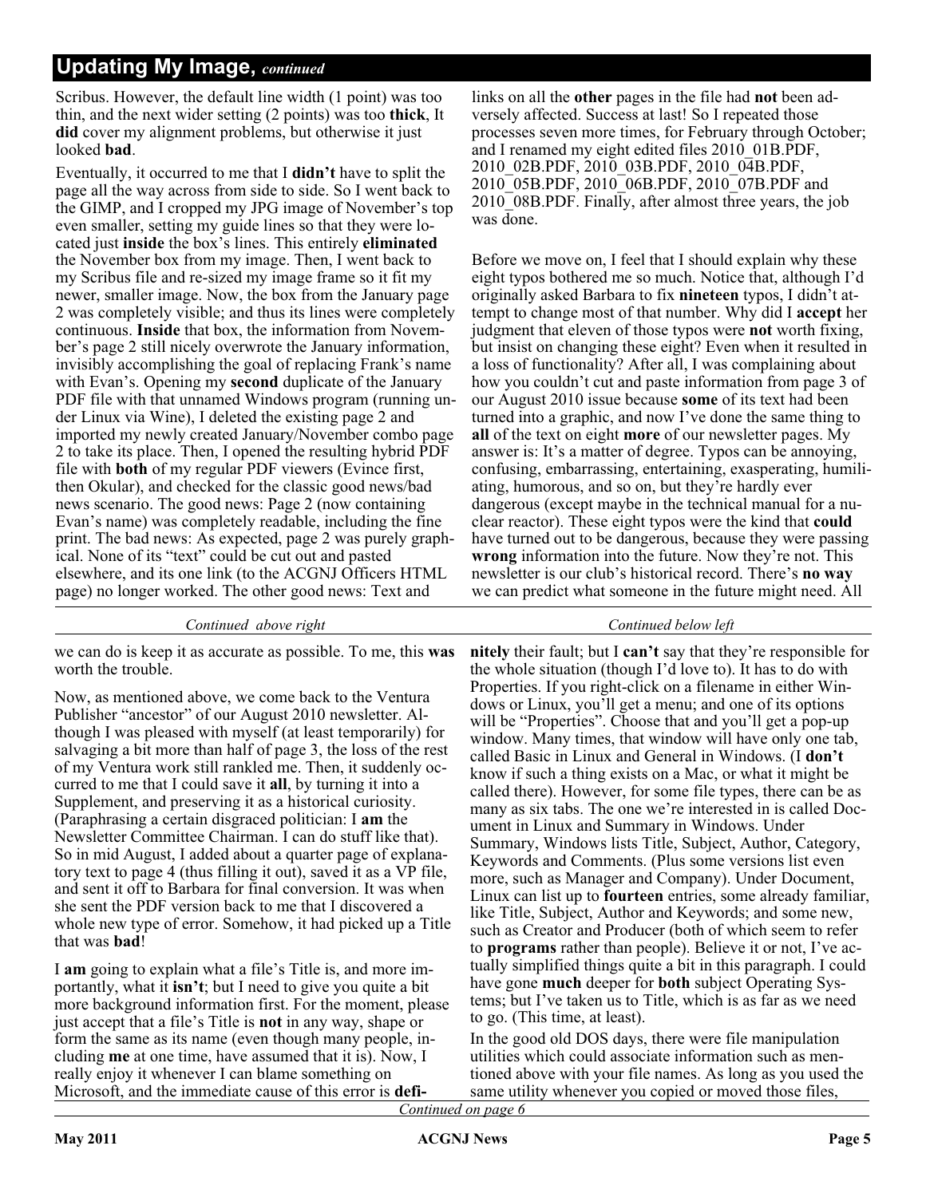## Updating My Image, *continued*

Scribus. However, the default line width (1 point) was too thin, and the next wider setting (2 points) was too **thick**, It **did** cover my alignment problems, but otherwise it just looked **bad**.

Eventually, it occurred to me that I **didn't** have to split the page all the way across from side to side. So I went back to the GIMP, and I cropped my JPG image of November's top even smaller, setting my guide lines so that they were located just **inside** the box's lines. This entirely **eliminated** the November box from my image. Then, I went back to my Scribus file and re-sized my image frame so it fit my newer, smaller image. Now, the box from the January page 2 was completely visible; and thus its lines were completely continuous. **Inside** that box, the information from November's page 2 still nicely overwrote the January information, invisibly accomplishing the goal of replacing Frank's name with Evan's. Opening my **second** duplicate of the January PDF file with that unnamed Windows program (running under Linux via Wine), I deleted the existing page 2 and imported my newly created January/November combo page 2 to take its place. Then, I opened the resulting hybrid PDF file with **both** of my regular PDF viewers (Evince first, then Okular), and checked for the classic good news/bad news scenario. The good news: Page 2 (now containing Evan's name) was completely readable, including the fine print. The bad news: As expected, page 2 was purely graphical. None of its "text" could be cut out and pasted elsewhere, and its one link (to the ACGNJ Officers HTML page) no longer worked. The other good news: Text and links on all the **other** pages in the file had **not** been adversely affected. Success at last! So I repeated those processes seven more times, for February through October; and I renamed my eight edited files 2010_01B.PDF, 2010_02B.PDF, 2010_03B.PDF, 2010_04B.PDF, 2010_05B.PDF, 2010_06B.PDF, 2010_07B.PDF and 2010_08B.PDF. Finally, after almost three years, the job was done.

Before we move on, I feel that I should explain why these eight typos bothered me so much. Notice that, although I'd originally asked Barbara to fix **nineteen** typos, I didn't attempt to change most of that number. Why did I **accept** her judgment that eleven of those typos were **not** worth fixing, but insist on changing these eight? Even when it resulted in a loss of functionality? After all, I was complaining about how you couldn't cut and paste information from page 3 of our August 2010 issue because **some** of its text had been turned into a graphic, and now I've done the same thing to **all** of the text on eight **more** of our newsletter pages. My answer is: It's a matter of degree. Typos can be annoying, confusing, embarrassing, entertaining, exasperating, humiliating, humorous, and so on, but they're hardly ever dangerous (except maybe in the technical manual for a nuclear reactor). These eight typos were the kind that **could** have turned out to be dangerous, because they were passing **wrong** information into the future. Now they're not. This newsletter is our club's historical record. There's **no way** we can predict what someone in the future might need. All we can do is keep it as accurate as possible. To me, this **was** worth the trouble.

Now, as mentioned above, we come back to the Ventura Publisher "ancestor" of our August 2010 newsletter. Although I was pleased with myself (at least temporarily) for salvaging a bit more than half of page 3, the loss of the rest of my Ventura work still rankled me. Then, it suddenly occurred to me that I could save it **all**, by turning it into a Supplement, and preserving it as a historical curiosity. (Paraphrasing a certain disgraced politician: I **am** the Newsletter Committee Chairman. I can do stuff like that). So in mid August, I added about a quarter page of explanatory text to page 4 (thus filling it out), saved it as a VP file, and sent it off to Barbara for final conversion. It was when she sent the PDF version back to me that I discovered a whole new type of error. Somehow, it had picked up a Title that was **bad**!

I **am** going to explain what a file's Title is, and more importantly, what it **isn't**; but I need to give you quite a bit more background information first. For the moment, please just accept that a file's Title is **not** in any way, shape or form the same as its name (even though many people, including **me** at one time, have assumed that it is). Now, I really enjoy it whenever I can blame something on Microsoft, and the immediate cause of this error is **definitely** their fault; but I **can't** say that they're responsible for the whole situation (though I'd love to). It has to do with Properties. If you right-click on a filename in either Windows or Linux, you'll get a menu; and one of its options will be "Properties". Choose that and you'll get a pop-up window. Many times, that window will have only one tab, called Basic in Linux and General in Windows. (I **don't** know if such a thing exists on a Mac, or what it might be called there). However, for some file types, there can be as many as six tabs. The one we're interested in is called Document in Linux and Summary in Windows. Under Summary, Windows lists Title, Subject, Author, Category, Keywords and Comments. (Plus some versions list even more, such as Manager and Company). Under Document, Linux can list up to **fourteen** entries, some already familiar, like Title, Subject, Author and Keywords; and some new, such as Creator and Producer (both of which seem to refer to **programs** rather than people). Believe it or not, I've actually simplified things quite a bit in this paragraph. I could have gone **much** deeper for **both** subject Operating Systems; but I've taken us to Title, which is as far as we need to go. (This time, at least).

In the good old DOS days, there were file manipulation utilities which could associate information such as mentioned above with your file names. As long as you used the same utility whenever you copied or moved those files,

*Continued on page 6*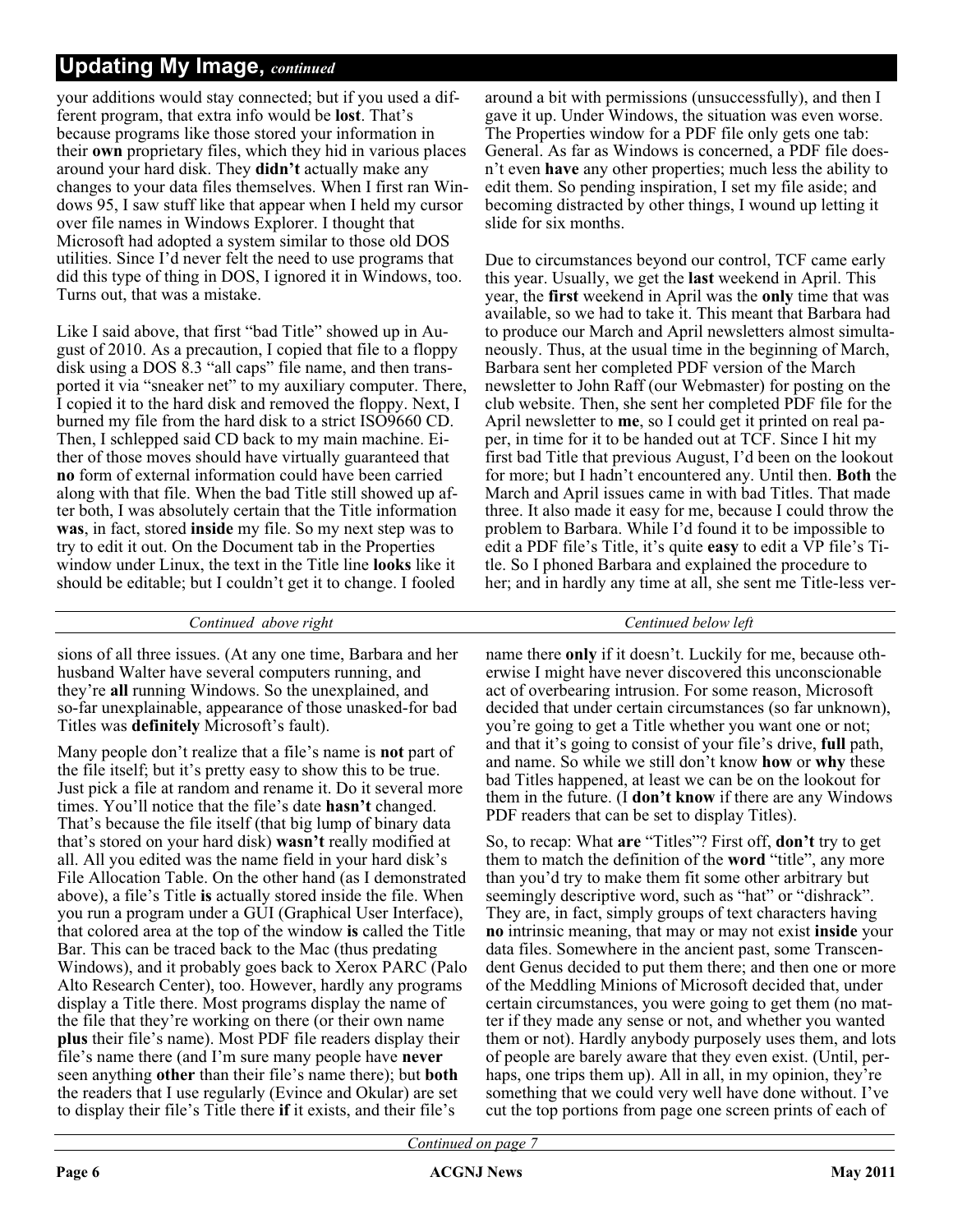## Updating My Image, *continued*

your additions would stay connected; but if you used a different program, that extra info would be **lost**. That's because programs like those stored your information in their **own** proprietary files, which they hid in various places around your hard disk. They **didn't** actually make any changes to your data files themselves. When I first ran Windows 95, I saw stuff like that appear when I held my cursor over file names in Windows Explorer. I thought that Microsoft had adopted a system similar to those old DOS utilities. Since I'd never felt the need to use programs that did this type of thing in DOS, I ignored it in Windows, too. Turns out, that was a mistake.

Like I said above, that first "bad Title" showed up in August of 2010. As a precaution, I copied that file to a floppy disk using a DOS 8.3 "all caps" file name, and then transported it via "sneaker net" to my auxiliary computer. There, I copied it to the hard disk and removed the floppy. Next, I burned my file from the hard disk to a strict ISO9660 CD. Then, I schlepped said CD back to my main machine. Either of those moves should have virtually guaranteed that **no** form of external information could have been carried along with that file. When the bad Title still showed up after both, I was absolutely certain that the Title information **was**, in fact, stored **inside** my file. So my next step was to try to edit it out. On the Document tab in the Properties window under Linux, the text in the Title line **looks** like it should be editable; but I couldn't get it to change. I fooled around a bit with permissions (unsuccessfully), and then I gave it up. Under Windows, the situation was even worse. The Properties window for a PDF file only gets one tab: General. As far as Windows is concerned, a PDF file doesn't even **have** any other properties; much less the ability to edit them. So pending inspiration, I set my file aside; and becoming distracted by other things, I wound up letting it slide for six months.

Due to circumstances beyond our control, TCF came early this year. Usually, we get the **last** weekend in April. This year, the **first** weekend in April was the **only** time that was available, so we had to take it. This meant that Barbara had to produce our March and April newsletters almost simultaneously. Thus, at the usual time in the beginning of March, Barbara sent her completed PDF version of the March newsletter to John Raff (our Webmaster) for posting on the club website. Then, she sent her completed PDF file for the April newsletter to **me**, so I could get it printed on real paper, in time for it to be handed out at TCF. Since I hit my first bad Title that previous August, I'd been on the lookout for more; but I hadn't encountered any. Until then. **Both** the March and April issues came in with bad Titles. That made three. It also made it easy for me, because I could throw the problem to Barbara. While I'd found it to be impossible to edit a PDF file's Title, it's quite **easy** to edit a VP file's Title. So I phoned Barbara and explained the procedure to her; and in hardly any time at all, she sent me Title-less versions of all three issues. (At any one time, Barbara and her husband Walter have several computers running, and they're **all** running Windows. So the unexplained, and so-far unexplainable, appearance of those unasked-for bad Titles was **definitely** Microsoft's fault).

Many people don't realize that a file's name is **not** part of the file itself; but it's pretty easy to show this to be true. Just pick a file at random and rename it. Do it several more times. You'll notice that the file's date **hasn't** changed. That's because the file itself (that big lump of binary data that's stored on your hard disk) **wasn't** really modified at all. All you edited was the name field in your hard disk's File Allocation Table. On the other hand (as I demonstrated above), a file's Title **is** actually stored inside the file. When you run a program under a GUI (Graphical User Interface), that colored area at the top of the window **is** called the Title Bar. This can be traced back to the Mac (thus predating Windows), and it probably goes back to Xerox PARC (Palo Alto Research Center), too. However, hardly any programs display a Title there. Most programs display the name of the file that they're working on there (or their own name **plus** their file's name). Most PDF file readers display their file's name there (and I'm sure many people have **never** seen anything **other** than their file's name there); but **both** the readers that I use regularly (Evince and Okular) are set to display their file's Title there **if** it exists, and their file's name there **only** if it doesn't. Luckily for me, because otherwise I might have never discovered this unconscionable act of overbearing intrusion. For some reason, Microsoft decided that under certain circumstances (so far unknown), you're going to get a Title whether you want one or not; and that it's going to consist of your file's drive, **full** path, and name. So while we still don't know **how** or **why** these bad Titles happened, at least we can be on the lookout for them in the future. (I **don't know** if there are any Windows PDF readers that can be set to display Titles).

So, to recap: What **are** "Titles"? First off, **don't** try to get them to match the definition of the **word** "title", any more than you'd try to make them fit some other arbitrary but seemingly descriptive word, such as "hat" or "dishrack". They are, in fact, simply groups of text characters having **no** intrinsic meaning, that may or may not exist **inside** your data files. Somewhere in the ancient past, some Transcendent Genus decided to put them there; and then one or more of the Meddling Minions of Microsoft decided that, under certain circumstances, you were going to get them (no matter if they made any sense or not, and whether you wanted them or not). Hardly anybody purposely uses them, and lots of people are barely aware that they even exist. (Until, perhaps, one trips them up). All in all, in my opinion, they're something that we could very well have done without. I've cut the top portions from page one screen prints of each of

*Continued on page 7*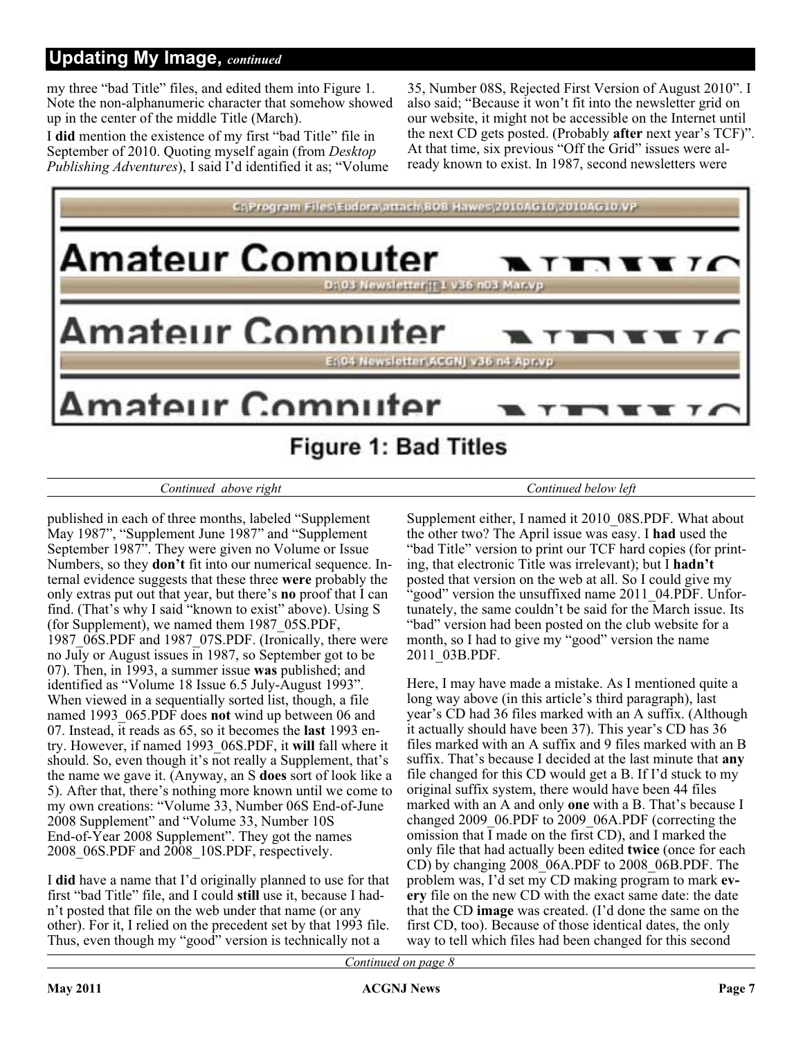## Updating My Image, *continued*

my three "bad Title" files, and edited them into Figure 1. Note the non-alphanumeric character that somehow showed up in the center of the middle Title (March).

I **did** mention the existence of my first "bad Title" file in September of 2010. Quoting myself again (from *Desktop Publishing Adventures*), I said I'd identified it as; "Volume 35, Number 08S, Rejected First Version of August 2010". I also said; "Because it won't fit into the newsletter grid on our website, it might not be accessible on the Internet until the next CD gets posted. (Probably **after** next year's TCF)". At that time, six previous "Off the Grid" issues were already known to exist. In 1987, second newsletters were published in each of three months, labeled "Supplement May 1987", "Supplement June 1987" and "Supplement September 1987". They were given no Volume or Issue Numbers, so they **don't** fit into our numerical sequence. Internal evidence suggests that these three **were** probably the only extras put out that year, but there's **no** proof that I can find. (That's why I said "known to exist" above). Using S (for Supplement), we named them 1987_05S.PDF, 1987_06S.PDF and 1987_07S.PDF. (Ironically, there were no July or August issues in 1987, so September got to be 07). Then, in 1993, a summer issue **was** published; and identified as "Volume 18 Issue 6.5 July-August 1993". When viewed in a sequentially sorted list, though, a file named 1993_065.PDF does **not** wind up between 06 and 07. Instead, it reads as 65, so it becomes the **last** 1993 entry. However, if named 1993_06S.PDF, it **will** fall where it should. So, even though it's not really a Supplement, that's the name we gave it. (Anyway, an S **does** sort of look like a 5). After that, there's nothing more known until we come to my own creations: "Volume 33, Number 06S End-of-June 2008 Supplement" and "Volume 33, Number 10S End-of-Year 2008 Supplement". They got the names 2008_06S.PDF and 2008_10S.PDF, respectively.

C:\Program Files\Eudora\attach\BOB Hawes\2010AG10\2010AG10.VP

D:\03 Newsletter\[?]1 v36 n03 Mar.vp

E:\04 Newsletter\ACGNJ v36 n4 Apr.vp

**Figure 1: Bad Titles**

I **did** have a name that I'd originally planned to use for that first "bad Title" file, and I could **still** use it, because I hadn't posted that file on the web under that name (or any other). For it, I relied on the precedent set by that 1993 file. Thus, even though my "good" version is technically not a Supplement either, I named it 2010_08S.PDF. What about the other two? The April issue was easy. I **had** used the "bad Title" version to print our TCF hard copies (for printing, that electronic Title was irrelevant); but I **hadn't** posted that version on the web at all. So I could give my "good" version the unsuffixed name 2011_04.PDF. Unfortunately, the same couldn't be said for the March issue. Its "bad" version had been posted on the club website for a month, so I had to give my "good" version the name 2011_03B.PDF.

Here, I may have made a mistake. As I mentioned quite a long way above (in this article's third paragraph), last year's CD had 36 files marked with an A suffix. (Although it actually should have been 37). This year's CD has 36 files marked with an A suffix and 9 files marked with an B suffix. That's because I decided at the last minute that **any** file changed for this CD would get a B. If I'd stuck to my original suffix system, there would have been 44 files marked with an A and only **one** with a B. That's because I changed 2009_06.PDF to 2009_06A.PDF (correcting the omission that I made on the first CD), and I marked the only file that had actually been edited **twice** (once for each CD) by changing 2008_06A.PDF to 2008_06B.PDF. The problem was, I'd set my CD making program to mark **every** file on the new CD with the exact same date: the date that the CD **image** was created. (I'd done the same on the first CD, too). Because of those identical dates, the only way to tell which files had been changed for this second

*Continued on page 8*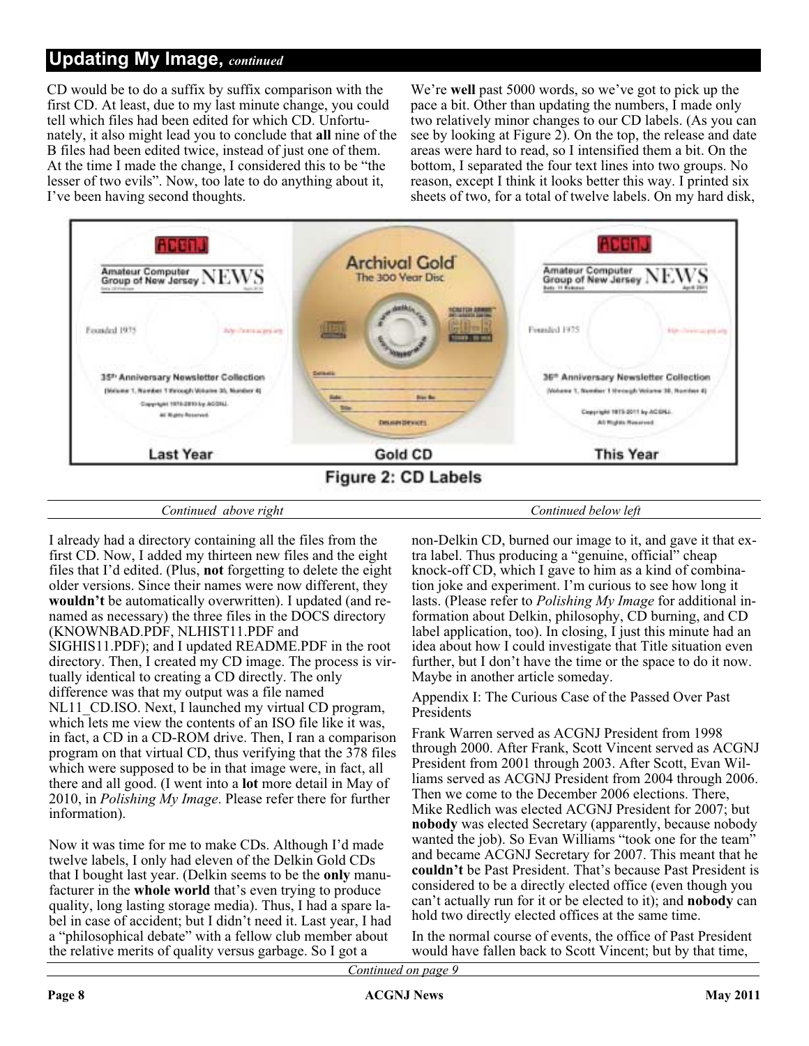## Updating My Image, *continued*

CD would be to do a suffix by suffix comparison with the first CD. At least, due to my last minute change, you could tell which files had been edited for which CD. Unfortunately, it also might lead you to conclude that **all** nine of the B files had been edited twice, instead of just one of them. At the time I made the change, I considered this to be "the lesser of two evils". Now, too late to do anything about it, I've been having second thoughts.

We're **well** past 5000 words, so we've got to pick up the pace a bit. Other than updating the numbers, I made only two relatively minor changes to our CD labels. (As you can see by looking at Figure 2). On the top, the release and date areas were hard to read, so I intensified them a bit. On the bottom, I separated the four text lines into two groups. No reason, except I think it looks better this way. I printed six sheets of two, for a total of twelve labels. On my hard disk, I already had a directory containing all the files from the first CD. Now, I added my thirteen new files and the eight files that I'd edited. (Plus, **not** forgetting to delete the eight older versions. Since their names were now different, they **wouldn't** be automatically overwritten). I updated (and renamed as necessary) the three files in the DOCS directory (KNOWNBAD.PDF, NLHIST11.PDF and SIGHIS11.PDF); and I updated README.PDF in the root directory. Then, I created my CD image. The process is virtually identical to creating a CD directly. The only difference was that my output was a file named NL11_CD.ISO. Next, I launched my virtual CD program, which lets me view the contents of an ISO file like it was, in fact, a CD in a CD-ROM drive. Then, I ran a comparison program on that virtual CD, thus verifying that the 378 files which were supposed to be in that image were, in fact, all there and all good. (I went into a **lot** more detail in May of 2010, in *Polishing My Image*. Please refer there for further information).

Figure 2: CD Labels

Now it was time for me to make CDs. Although I'd made twelve labels, I only had eleven of the Delkin Gold CDs that I bought last year. (Delkin seems to be the **only** manufacturer in the **whole world** that's even trying to produce quality, long lasting storage media). Thus, I had a spare label in case of accident; but I didn't need it. Last year, I had a "philosophical debate" with a fellow club member about the relative merits of quality versus garbage. So I got a non-Delkin CD, burned our image to it, and gave it that extra label. Thus producing a "genuine, official" cheap knock-off CD, which I gave to him as a kind of combination joke and experiment. I'm curious to see how long it lasts. (Please refer to *Polishing My Image* for additional information about Delkin, philosophy, CD burning, and CD label application, too). In closing, I just this minute had an idea about how I could investigate that Title situation even further, but I don't have the time or the space to do it now. Maybe in another article someday.

Appendix I: The Curious Case of the Passed Over Past Presidents

Frank Warren served as ACGNJ President from 1998 through 2000. After Frank, Scott Vincent served as ACGNJ President from 2001 through 2003. After Scott, Evan Williams served as ACGNJ President from 2004 through 2006. Then we come to the December 2006 elections. There, Mike Redlich was elected ACGNJ President for 2007; but **nobody** was elected Secretary (apparently, because nobody wanted the job). So Evan Williams "took one for the team" and became ACGNJ Secretary for 2007. This meant that he **couldn't** be Past President. That's because Past President is considered to be a directly elected office (even though you can't actually run for it or be elected to it); and **nobody** can hold two directly elected offices at the same time.

In the normal course of events, the office of Past President would have fallen back to Scott Vincent; but by that time,

*Continued on page 9*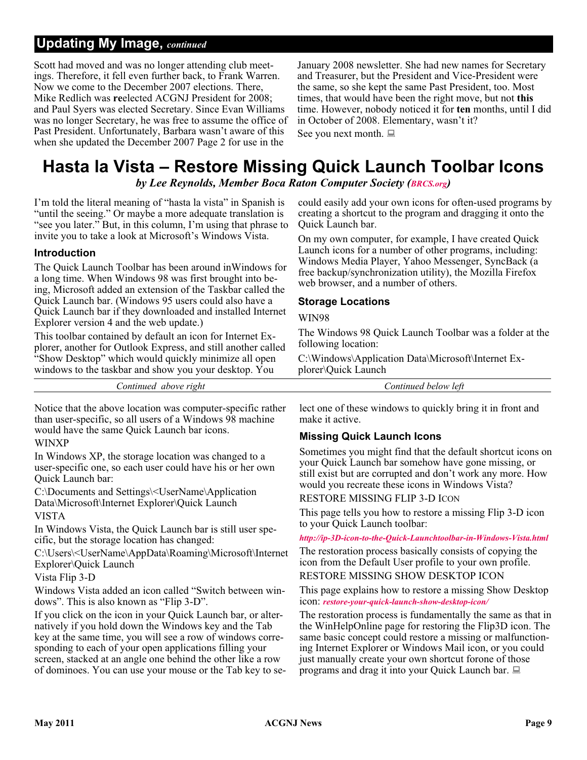## Updating My Image, *continued*

Scott had moved and was no longer attending club meetings. Therefore, it fell even further back, to Frank Warren. Now we come to the December 2007 elections. There, Mike Redlich was **re**elected ACGNJ President for 2008; and Paul Syers was elected Secretary. Since Evan Williams was no longer Secretary, he was free to assume the office of Past President. Unfortunately, Barbara wasn't aware of this when she updated the December 2007 Page 2 for use in the January 2008 newsletter. She had new names for Secretary and Treasurer, but the President and Vice-President were the same, so she kept the same Past President, too. Most times, that would have been the right move, but not **this** time. However, nobody noticed it for **ten** months, until I did in October of 2008. Elementary, wasn't it?

See you next month.

# Hasta la Vista – Restore Missing Quick Launch Toolbar Icons

***by Lee Reynolds, Member Boca Raton Computer Society (BRCS.org)***

I'm told the literal meaning of "hasta la vista" in Spanish is "until the seeing." Or maybe a more adequate translation is "see you later." But, in this column, I'm using that phrase to invite you to take a look at Microsoft's Windows Vista.

### Introduction

The Quick Launch Toolbar has been around inWindows for a long time. When Windows 98 was first brought into being, Microsoft added an extension of the Taskbar called the Quick Launch bar. (Windows 95 users could also have a Quick Launch bar if they downloaded and installed Internet Explorer version 4 and the web update.)

This toolbar contained by default an icon for Internet Explorer, another for Outlook Express, and still another called "Show Desktop" which would quickly minimize all open windows to the taskbar and show you your desktop. You could easily add your own icons for often-used programs by creating a shortcut to the program and dragging it onto the Quick Launch bar.

On my own computer, for example, I have created Quick Launch icons for a number of other programs, including: Windows Media Player, Yahoo Messenger, SyncBack (a free backup/synchronization utility), the Mozilla Firefox web browser, and a number of others.

### Storage Locations

WIN98

The Windows 98 Quick Launch Toolbar was a folder at the following location:

C:\Windows\Application Data\Microsoft\Internet Explorer\Quick Launch

Notice that the above location was computer-specific rather than user-specific, so all users of a Windows 98 machine would have the same Quick Launch bar icons.

WINXP

In Windows XP, the storage location was changed to a user-specific one, so each user could have his or her own Quick Launch bar:

C:\Documents and Settings\<UserName\Application Data\Microsoft\Internet Explorer\Quick Launch

VISTA

In Windows Vista, the Quick Launch bar is still user specific, but the storage location has changed:

C:\Users\<UserName\AppData\Roaming\Microsoft\Internet Explorer\Quick Launch

Vista Flip 3-D

Windows Vista added an icon called "Switch between windows". This is also known as "Flip 3-D".

If you click on the icon in your Quick Launch bar, or alternatively if you hold down the Windows key and the Tab key at the same time, you will see a row of windows corresponding to each of your open applications filling your screen, stacked at an angle one behind the other like a row of dominoes. You can use your mouse or the Tab key to select one of these windows to quickly bring it in front and make it active.

### Missing Quick Launch Icons

Sometimes you might find that the default shortcut icons on your Quick Launch bar somehow have gone missing, or still exist but are corrupted and don't work any more. How would you recreate these icons in Windows Vista?

RESTORE MISSING FLIP 3-D ICON

This page tells you how to restore a missing Flip 3-D icon to your Quick Launch toolbar:

***http://ip-3D-icon-to-the-Quick-Launchtoolbar-in-Windows-Vista.html***

The restoration process basically consists of copying the icon from the Default User profile to your own profile.

RESTORE MISSING SHOW DESKTOP ICON

This page explains how to restore a missing Show Desktop icon: ***restore-your-quick-launch-show-desktop-icon/***

The restoration process is fundamentally the same as that in the WinHelpOnline page for restoring the Flip3D icon. The same basic concept could restore a missing or malfunctioning Internet Explorer or Windows Mail icon, or you could just manually create your own shortcut forone of those programs and drag it into your Quick Launch bar.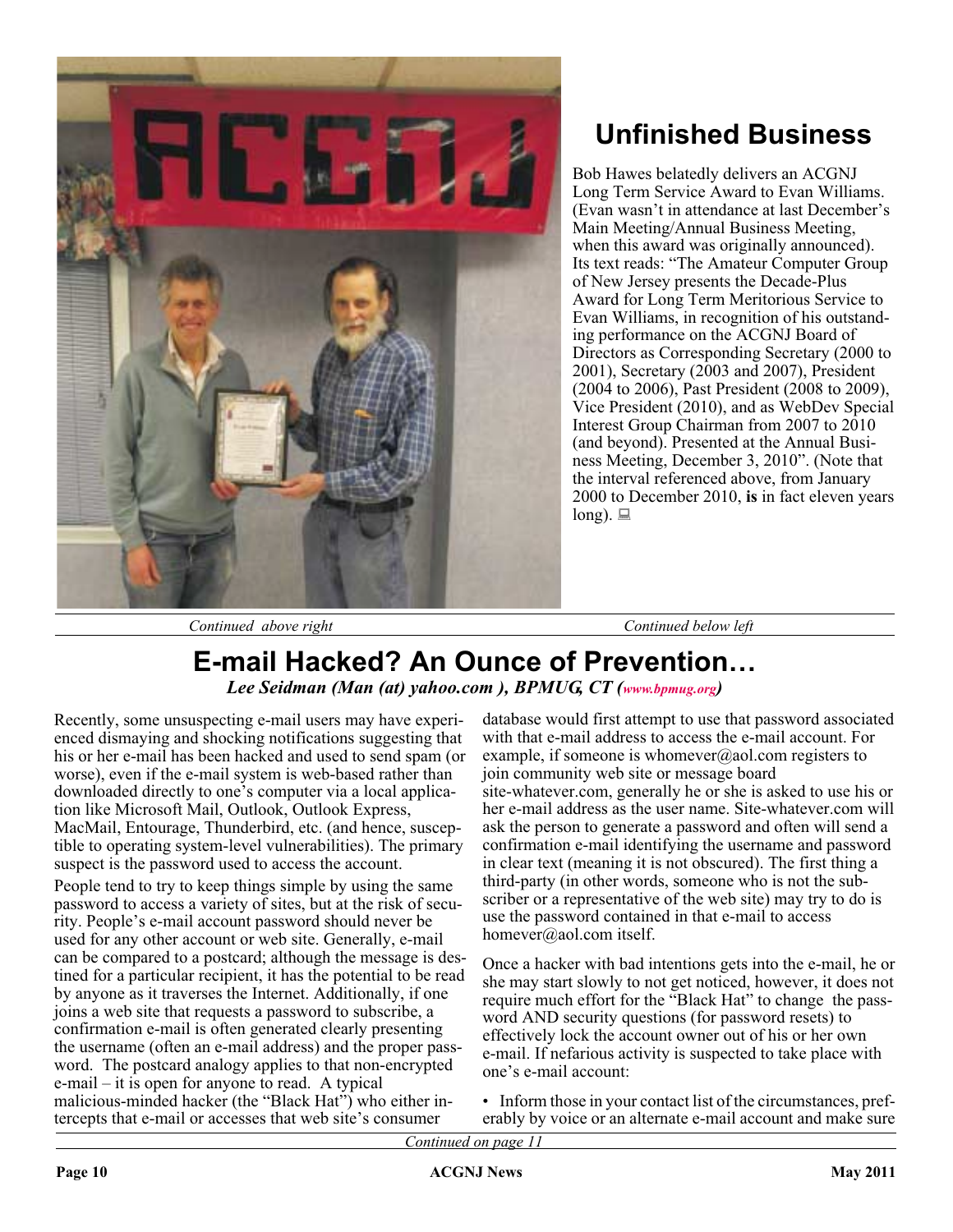## Unfinished Business

Bob Hawes belatedly delivers an ACGNJ Long Term Service Award to Evan Williams. (Evan wasn't in attendance at last December's Main Meeting/Annual Business Meeting, when this award was originally announced). Its text reads: "The Amateur Computer Group of New Jersey presents the Decade-Plus Award for Long Term Meritorious Service to Evan Williams, in recognition of his outstanding performance on the ACGNJ Board of Directors as Corresponding Secretary (2000 to 2001), Secretary (2003 and 2007), President (2004 to 2006), Past President (2008 to 2009), Vice President (2010), and as WebDev Special Interest Group Chairman from 2007 to 2010 (and beyond). Presented at the Annual Business Meeting, December 3, 2010". (Note that the interval referenced above, from January 2000 to December 2010, **is** in fact eleven years long).

*Continued above right*

*Continued below left*

# E-mail Hacked? An Ounce of Prevention…

***Lee Seidman (Man (at) yahoo.com ), BPMUG, CT (www.bpmug.org)***

Recently, some unsuspecting e-mail users may have experienced dismaying and shocking notifications suggesting that his or her e-mail has been hacked and used to send spam (or worse), even if the e-mail system is web-based rather than downloaded directly to one's computer via a local application like Microsoft Mail, Outlook, Outlook Express, MacMail, Entourage, Thunderbird, etc. (and hence, susceptible to operating system-level vulnerabilities). The primary suspect is the password used to access the account.

People tend to try to keep things simple by using the same password to access a variety of sites, but at the risk of security. People's e-mail account password should never be used for any other account or web site. Generally, e-mail can be compared to a postcard; although the message is destined for a particular recipient, it has the potential to be read by anyone as it traverses the Internet. Additionally, if one joins a web site that requests a password to subscribe, a confirmation e-mail is often generated clearly presenting the username (often an e-mail address) and the proper password. The postcard analogy applies to that non-encrypted e-mail – it is open for anyone to read. A typical malicious-minded hacker (the "Black Hat") who either intercepts that e-mail or accesses that web site's consumer database would first attempt to use that password associated with that e-mail address to access the e-mail account. For example, if someone is whomever@aol.com registers to join community web site or message board site-whatever.com, generally he or she is asked to use his or her e-mail address as the user name. Site-whatever.com will ask the person to generate a password and often will send a confirmation e-mail identifying the username and password in clear text (meaning it is not obscured). The first thing a third-party (in other words, someone who is not the subscriber or a representative of the web site) may try to do is use the password contained in that e-mail to access homever@aol.com itself.

Once a hacker with bad intentions gets into the e-mail, he or she may start slowly to not get noticed, however, it does not require much effort for the "Black Hat" to change the password AND security questions (for password resets) to effectively lock the account owner out of his or her own e-mail. If nefarious activity is suspected to take place with one's e-mail account:

- Inform those in your contact list of the circumstances, preferably by voice or an alternate e-mail account and make sure

*Continued on page 11*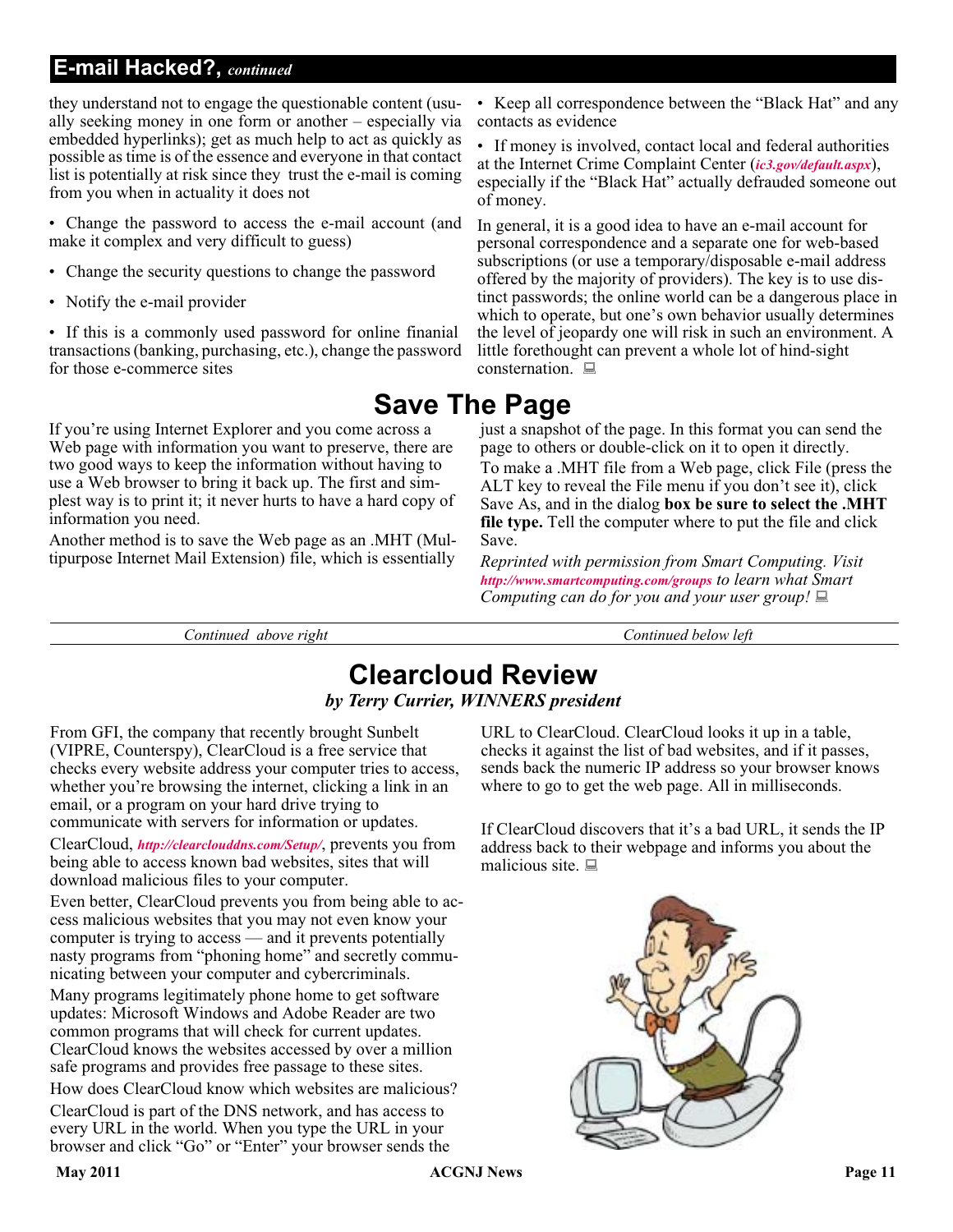## E-mail Hacked?, *continued*

they understand not to engage the questionable content (usually seeking money in one form or another – especially via embedded hyperlinks); get as much help to act as quickly as possible as time is of the essence and everyone in that contact list is potentially at risk since they trust the e-mail is coming from you when in actuality it does not

- Change the password to access the e-mail account (and make it complex and very difficult to guess)
- Change the security questions to change the password
- Notify the e-mail provider
- If this is a commonly used password for online finanial transactions (banking, purchasing, etc.), change the password for those e-commerce sites
- Keep all correspondence between the "Black Hat" and any contacts as evidence
- If money is involved, contact local and federal authorities at the Internet Crime Complaint Center (*ic3.gov/default.aspx*), especially if the "Black Hat" actually defrauded someone out of money.

In general, it is a good idea to have an e-mail account for personal correspondence and a separate one for web-based subscriptions (or use a temporary/disposable e-mail address offered by the majority of providers). The key is to use distinct passwords; the online world can be a dangerous place in which to operate, but one's own behavior usually determines the level of jeopardy one will risk in such an environment. A little forethought can prevent a whole lot of hind-sight consternation.

# Save The Page

If you're using Internet Explorer and you come across a Web page with information you want to preserve, there are two good ways to keep the information without having to use a Web browser to bring it back up. The first and simplest way is to print it; it never hurts to have a hard copy of information you need.

Another method is to save the Web page as an .MHT (Multipurpose Internet Mail Extension) file, which is essentially just a snapshot of the page. In this format you can send the page to others or double-click on it to open it directly.

To make a .MHT file from a Web page, click File (press the ALT key to reveal the File menu if you don't see it), click Save As, and in the dialog **box be sure to select the .MHT file type.** Tell the computer where to put the file and click Save.

*Reprinted with permission from Smart Computing. Visit* ***http://www.smartcomputing.com/groups*** *to learn what Smart Computing can do for you and your user group!*

# Clearcloud Review

***by Terry Currier, WINNERS president***

From GFI, the company that recently brought Sunbelt (VIPRE, Counterspy), ClearCloud is a free service that checks every website address your computer tries to access, whether you're browsing the internet, clicking a link in an email, or a program on your hard drive trying to communicate with servers for information or updates.

ClearCloud, ***http://clearclouddns.com/Setup/***, prevents you from being able to access known bad websites, sites that will download malicious files to your computer.

Even better, ClearCloud prevents you from being able to access malicious websites that you may not even know your computer is trying to access — and it prevents potentially nasty programs from "phoning home" and secretly communicating between your computer and cybercriminals.

Many programs legitimately phone home to get software updates: Microsoft Windows and Adobe Reader are two common programs that will check for current updates. ClearCloud knows the websites accessed by over a million safe programs and provides free passage to these sites.

How does ClearCloud know which websites are malicious?

ClearCloud is part of the DNS network, and has access to every URL in the world. When you type the URL in your browser and click "Go" or "Enter" your browser sends the URL to ClearCloud. ClearCloud looks it up in a table, checks it against the list of bad websites, and if it passes, sends back the numeric IP address so your browser knows where to go to get the web page. All in milliseconds.

If ClearCloud discovers that it's a bad URL, it sends the IP address back to their webpage and informs you about the malicious site.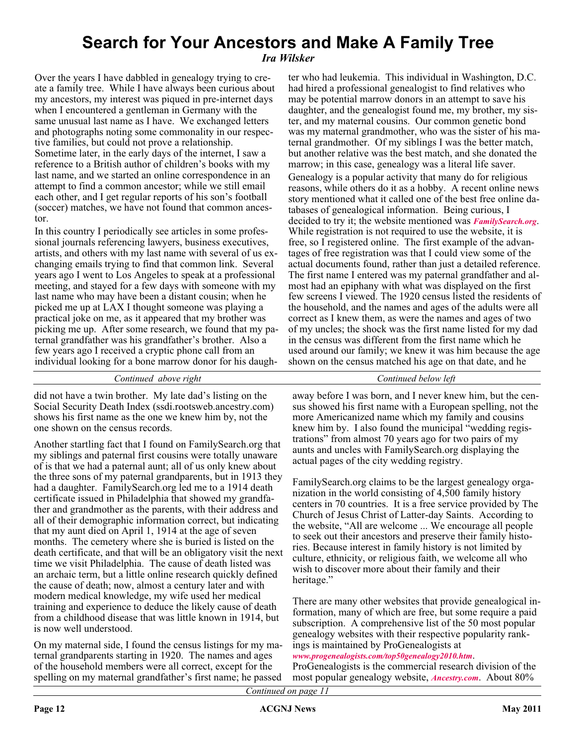# Search for Your Ancestors and Make A Family Tree

*Ira Wilsker*

Over the years I have dabbled in genealogy trying to create a family tree. While I have always been curious about my ancestors, my interest was piqued in pre-internet days when I encountered a gentleman in Germany with the same unusual last name as I have. We exchanged letters and photographs noting some commonality in our respective families, but could not prove a relationship. Sometime later, in the early days of the internet, I saw a reference to a British author of children's books with my last name, and we started an online correspondence in an attempt to find a common ancestor; while we still email each other, and I get regular reports of his son's football (soccer) matches, we have not found that common ancestor.

In this country I periodically see articles in some professional journals referencing lawyers, business executives, artists, and others with my last name with several of us exchanging emails trying to find that common link. Several years ago I went to Los Angeles to speak at a professional meeting, and stayed for a few days with someone with my last name who may have been a distant cousin; when he picked me up at LAX I thought someone was playing a practical joke on me, as it appeared that my brother was picking me up. After some research, we found that my paternal grandfather was his grandfather's brother. Also a few years ago I received a cryptic phone call from an individual looking for a bone marrow donor for his daughter who had leukemia. This individual in Washington, D.C. had hired a professional genealogist to find relatives who may be potential marrow donors in an attempt to save his daughter, and the genealogist found me, my brother, my sister, and my maternal cousins. Our common genetic bond was my maternal grandmother, who was the sister of his maternal grandmother. Of my siblings I was the better match, but another relative was the best match, and she donated the marrow; in this case, genealogy was a literal life saver.

Genealogy is a popular activity that many do for religious reasons, while others do it as a hobby. A recent online news story mentioned what it called one of the best free online databases of genealogical information. Being curious, I decided to try it; the website mentioned was ***FamilySearch.org***. While registration is not required to use the website, it is free, so I registered online. The first example of the advantages of free registration was that I could view some of the actual documents found, rather than just a detailed reference. The first name I entered was my paternal grandfather and almost had an epiphany with what was displayed on the first few screens I viewed. The 1920 census listed the residents of the household, and the names and ages of the adults were all correct as I knew them, as were the names and ages of two of my uncles; the shock was the first name listed for my dad in the census was different from the first name which he used around our family; we knew it was him because the age shown on the census matched his age on that date, and he did not have a twin brother. My late dad's listing on the Social Security Death Index (ssdi.rootsweb.ancestry.com) shows his first name as the one we knew him by, not the one shown on the census records.

Another startling fact that I found on FamilySearch.org that my siblings and paternal first cousins were totally unaware of is that we had a paternal aunt; all of us only knew about the three sons of my paternal grandparents, but in 1913 they had a daughter. FamilySearch.org led me to a 1914 death certificate issued in Philadelphia that showed my grandfather and grandmother as the parents, with their address and all of their demographic information correct, but indicating that my aunt died on April 1, 1914 at the age of seven months. The cemetery where she is buried is listed on the death certificate, and that will be an obligatory visit the next time we visit Philadelphia. The cause of death listed was an archaic term, but a little online research quickly defined the cause of death; now, almost a century later and with modern medical knowledge, my wife used her medical training and experience to deduce the likely cause of death from a childhood disease that was little known in 1914, but is now well understood.

On my maternal side, I found the census listings for my maternal grandparents starting in 1920. The names and ages of the household members were all correct, except for the spelling on my maternal grandfather's first name; he passed away before I was born, and I never knew him, but the census showed his first name with a European spelling, not the more Americanized name which my family and cousins knew him by. I also found the municipal "wedding registrations" from almost 70 years ago for two pairs of my aunts and uncles with FamilySearch.org displaying the actual pages of the city wedding registry.

FamilySearch.org claims to be the largest genealogy organization in the world consisting of 4,500 family history centers in 70 countries. It is a free service provided by The Church of Jesus Christ of Latter-day Saints. According to the website, "All are welcome ... We encourage all people to seek out their ancestors and preserve their family histories. Because interest in family history is not limited by culture, ethnicity, or religious faith, we welcome all who wish to discover more about their family and their heritage."

There are many other websites that provide genealogical information, many of which are free, but some require a paid subscription. A comprehensive list of the 50 most popular genealogy websites with their respective popularity rankings is maintained by ProGenealogists at ***www.progenealogists.com/top50genealogy2010.htm***. ProGenealogists is the commercial research division of the most popular genealogy website, ***Ancestry.com***. About 80%

*Continued on page 11*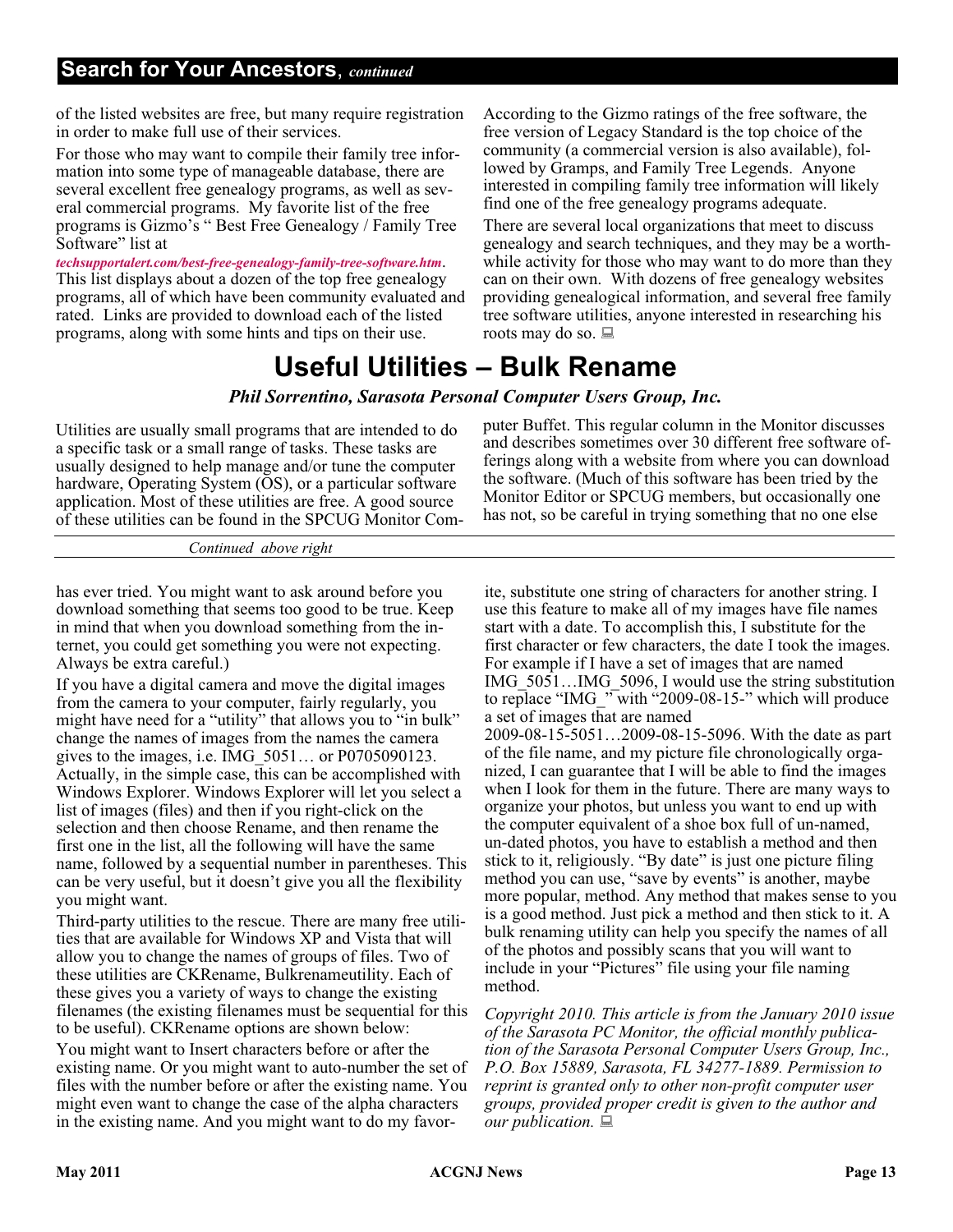## Search for Your Ancestors, *continued*

of the listed websites are free, but many require registration in order to make full use of their services.

For those who may want to compile their family tree information into some type of manageable database, there are several excellent free genealogy programs, as well as several commercial programs. My favorite list of the free programs is Gizmo's " Best Free Genealogy / Family Tree Software" list at *techsupportalert.com/best-free-genealogy-family-tree-software.htm*. This list displays about a dozen of the top free genealogy programs, all of which have been community evaluated and rated. Links are provided to download each of the listed programs, along with some hints and tips on their use.

According to the Gizmo ratings of the free software, the free version of Legacy Standard is the top choice of the community (a commercial version is also available), followed by Gramps, and Family Tree Legends. Anyone interested in compiling family tree information will likely find one of the free genealogy programs adequate.

There are several local organizations that meet to discuss genealogy and search techniques, and they may be a worthwhile activity for those who may want to do more than they can on their own. With dozens of free genealogy websites providing genealogical information, and several free family tree software utilities, anyone interested in researching his roots may do so.

# Useful Utilities – Bulk Rename

***Phil Sorrentino, Sarasota Personal Computer Users Group, Inc.***

Utilities are usually small programs that are intended to do a specific task or a small range of tasks. These tasks are usually designed to help manage and/or tune the computer hardware, Operating System (OS), or a particular software application. Most of these utilities are free. A good source of these utilities can be found in the SPCUG Monitor Computer Buffet. This regular column in the Monitor discusses and describes sometimes over 30 different free software offerings along with a website from where you can download the software. (Much of this software has been tried by the Monitor Editor or SPCUG members, but occasionally one has not, so be careful in trying something that no one else has ever tried. You might want to ask around before you download something that seems too good to be true. Keep in mind that when you download something from the internet, you could get something you were not expecting. Always be extra careful.)

If you have a digital camera and move the digital images from the camera to your computer, fairly regularly, you might have need for a "utility" that allows you to "in bulk" change the names of images from the names the camera gives to the images, i.e. IMG_5051… or P0705090123. Actually, in the simple case, this can be accomplished with Windows Explorer. Windows Explorer will let you select a list of images (files) and then if you right-click on the selection and then choose Rename, and then rename the first one in the list, all the following will have the same name, followed by a sequential number in parentheses. This can be very useful, but it doesn't give you all the flexibility you might want.

Third-party utilities to the rescue. There are many free utilities that are available for Windows XP and Vista that will allow you to change the names of groups of files. Two of these utilities are CKRename, Bulkrenameutility. Each of these gives you a variety of ways to change the existing filenames (the existing filenames must be sequential for this to be useful). CKRename options are shown below:

You might want to Insert characters before or after the existing name. Or you might want to auto-number the set of files with the number before or after the existing name. You might even want to change the case of the alpha characters in the existing name. And you might want to do my favorite, substitute one string of characters for another string. I use this feature to make all of my images have file names start with a date. To accomplish this, I substitute for the first character or few characters, the date I took the images. For example if I have a set of images that are named IMG_5051…IMG_5096, I would use the string substitution to replace "IMG_" with "2009-08-15-" which will produce a set of images that are named 2009-08-15-5051…2009-08-15-5096. With the date as part of the file name, and my picture file chronologically organized, I can guarantee that I will be able to find the images when I look for them in the future. There are many ways to organize your photos, but unless you want to end up with the computer equivalent of a shoe box full of un-named, un-dated photos, you have to establish a method and then stick to it, religiously. "By date" is just one picture filing method you can use, "save by events" is another, maybe more popular, method. Any method that makes sense to you is a good method. Just pick a method and then stick to it. A bulk renaming utility can help you specify the names of all of the photos and possibly scans that you will want to include in your "Pictures" file using your file naming method.

*Copyright 2010. This article is from the January 2010 issue of the Sarasota PC Monitor, the official monthly publication of the Sarasota Personal Computer Users Group, Inc., P.O. Box 15889, Sarasota, FL 34277-1889. Permission to reprint is granted only to other non-profit computer user groups, provided proper credit is given to the author and our publication.*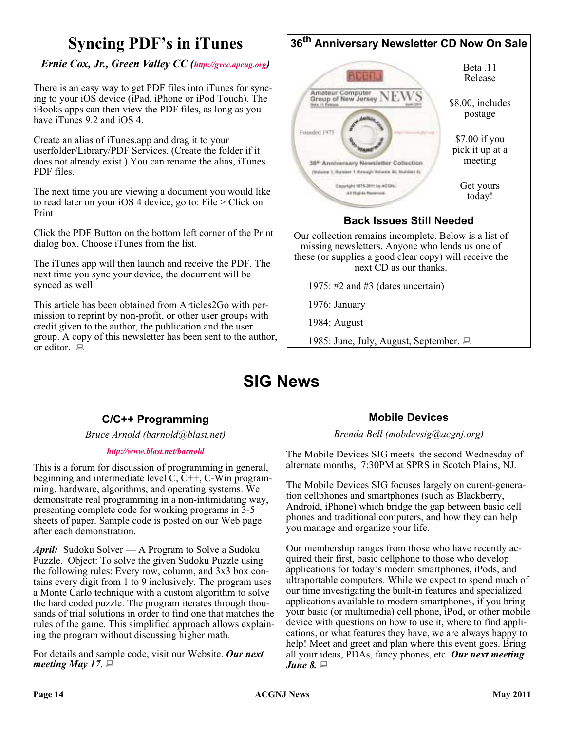# Syncing PDF's in iTunes

*Ernie Cox, Jr., Green Valley CC (http://gvcc.apcug.org)*

There is an easy way to get PDF files into iTunes for syncing to your iOS device (iPad, iPhone or iPod Touch). The iBooks apps can then view the PDF files, as long as you have iTunes 9.2 and iOS 4.

Create an alias of iTunes.app and drag it to your userfolder/Library/PDF Services. (Create the folder if it does not already exist.) You can rename the alias, iTunes PDF files.

The next time you are viewing a document you would like to read later on your iOS 4 device, go to: File > Click on Print

Click the PDF Button on the bottom left corner of the Print dialog box, Choose iTunes from the list.

The iTunes app will then launch and receive the PDF. The next time you sync your device, the document will be synced as well.

This article has been obtained from Articles2Go with permission to reprint by non-profit, or other user groups with credit given to the author, the publication and the user group. A copy of this newsletter has been sent to the author, or editor.

## 36th Anniversary Newsletter CD Now On Sale

Beta .11 Release

$8.00, includes postage

$7.00 if you pick it up at a meeting

Get yours today!

### Back Issues Still Needed

Our collection remains incomplete. Below is a list of missing newsletters. Anyone who lends us one of these (or supplies a good clear copy) will receive the next CD as our thanks.

1975: #2 and #3 (dates uncertain)

1976: January

1984: August

1985: June, July, August, September.

# SIG News

### C/C++ Programming

*Bruce Arnold (barnold@blast.net)*

*http://www.blast.net/barnold*

This is a forum for discussion of programming in general, beginning and intermediate level C, C++, C-Win programming, hardware, algorithms, and operating systems. We demonstrate real programming in a non-intimidating way, presenting complete code for working programs in 3-5 sheets of paper. Sample code is posted on our Web page after each demonstration.

***April:*** Sudoku Solver — A Program to Solve a Sudoku Puzzle. Object: To solve the given Sudoku Puzzle using the following rules: Every row, column, and 3x3 box contains every digit from 1 to 9 inclusively. The program uses a Monte Carlo technique with a custom algorithm to solve the hard coded puzzle. The program iterates through thousands of trial solutions in order to find one that matches the rules of the game. This simplified approach allows explaining the program without discussing higher math.

For details and sample code, visit our Website. ***Our next meeting May 17***.

### Mobile Devices

*Brenda Bell (mobdevsig@acgnj.org)*

The Mobile Devices SIG meets the second Wednesday of alternate months, 7:30PM at SPRS in Scotch Plains, NJ.

The Mobile Devices SIG focuses largely on curent-generation cellphones and smartphones (such as Blackberry, Android, iPhone) which bridge the gap between basic cell phones and traditional computers, and how they can help you manage and organize your life.

Our membership ranges from those who have recently acquired their first, basic cellphone to those who develop applications for today's modern smartphones, iPods, and ultraportable computers. While we expect to spend much of our time investigating the built-in features and specialized applications available to modern smartphones, if you bring your basic (or multimedia) cell phone, iPod, or other mobile device with questions on how to use it, where to find applications, or what features they have, we are always happy to help! Meet and greet and plan where this event goes. Bring all your ideas, PDAs, fancy phones, etc. ***Our next meeting June 8.***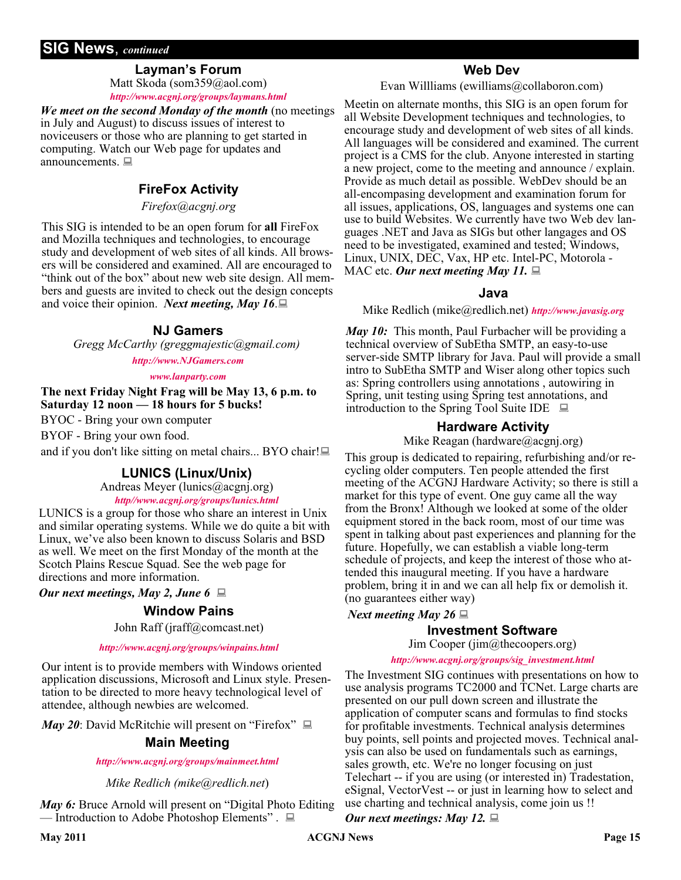## SIG News, *continued*

### Layman's Forum

Matt Skoda (som359@aol.com)

*http://www.acgnj.org/groups/laymans.html*

***We meet on the second Monday of the month*** (no meetings in July and August) to discuss issues of interest to noviceusers or those who are planning to get started in computing. Watch our Web page for updates and announcements.

### FireFox Activity

*Firefox@acgnj.org*

This SIG is intended to be an open forum for **all** FireFox and Mozilla techniques and technologies, to encourage study and development of web sites of all kinds. All browsers will be considered and examined. All are encouraged to "think out of the box" about new web site design. All members and guests are invited to check out the design concepts and voice their opinion. ***Next meeting, May 16***.

### NJ Gamers

*Gregg McCarthy (greggmajestic@gmail.com)*

*http://www.NJGamers.com*

*www.lanparty.com*

**The next Friday Night Frag will be May 13, 6 p.m. to Saturday 12 noon — 18 hours for 5 bucks!**

BYOC - Bring your own computer

BYOF - Bring your own food.

and if you don't like sitting on metal chairs... BYO chair!

### LUNICS (Linux/Unix)

Andreas Meyer (lunics@acgnj.org)

*http//www.acgnj.org/groups/lunics.html*

LUNICS is a group for those who share an interest in Unix and similar operating systems. While we do quite a bit with Linux, we've also been known to discuss Solaris and BSD as well. We meet on the first Monday of the month at the Scotch Plains Rescue Squad. See the web page for directions and more information.

***Our next meetings, May 2, June 6***

### Window Pains

John Raff (jraff@comcast.net)

*http://www.acgnj.org/groups/winpains.html*

Our intent is to provide members with Windows oriented application discussions, Microsoft and Linux style. Presentation to be directed to more heavy technological level of attendee, although newbies are welcomed.

***May 20***: David McRitchie will present on "Firefox"

### Main Meeting

*http://www.acgnj.org/groups/mainmeet.html*

*Mike Redlich (mike@redlich.net)*

***May 6:*** Bruce Arnold will present on "Digital Photo Editing — Introduction to Adobe Photoshop Elements" .

### Web Dev

Evan Willliams (ewilliams@collaboron.com)

Meetin on alternate months, this SIG is an open forum for all Website Development techniques and technologies, to encourage study and development of web sites of all kinds. All languages will be considered and examined. The current project is a CMS for the club. Anyone interested in starting a new project, come to the meeting and announce / explain. Provide as much detail as possible. WebDev should be an all-encompasing development and examination forum for all issues, applications, OS, languages and systems one can use to build Websites. We currently have two Web dev languages .NET and Java as SIGs but other langages and OS need to be investigated, examined and tested; Windows, Linux, UNIX, DEC, Vax, HP etc. Intel-PC, Motorola - MAC etc. ***Our next meeting May 11.***

### Java

Mike Redlich (mike@redlich.net) *http://www.javasig.org*

***May 10:*** This month, Paul Furbacher will be providing a technical overview of SubEtha SMTP, an easy-to-use server-side SMTP library for Java. Paul will provide a small intro to SubEtha SMTP and Wiser along other topics such as: Spring controllers using annotations , autowiring in Spring, unit testing using Spring test annotations, and introduction to the Spring Tool Suite IDE

### Hardware Activity

Mike Reagan (hardware@acgnj.org)

This group is dedicated to repairing, refurbishing and/or recycling older computers. Ten people attended the first meeting of the ACGNJ Hardware Activity; so there is still a market for this type of event. One guy came all the way from the Bronx! Although we looked at some of the older equipment stored in the back room, most of our time was spent in talking about past experiences and planning for the future. Hopefully, we can establish a viable long-term schedule of projects, and keep the interest of those who attended this inaugural meeting. If you have a hardware problem, bring it in and we can all help fix or demolish it. (no guarantees either way)

***Next meeting May 26***

### Investment Software

Jim Cooper (jim@thecoopers.org)

*http://www.acgnj.org/groups/sig_investment.html*

The Investment SIG continues with presentations on how to use analysis programs TC2000 and TCNet. Large charts are presented on our pull down screen and illustrate the application of computer scans and formulas to find stocks for profitable investments. Technical analysis determines buy points, sell points and projected moves. Technical analysis can also be used on fundamentals such as earnings, sales growth, etc. We're no longer focusing on just Telechart -- if you are using (or interested in) Tradestation, eSignal, VectorVest -- or just in learning how to select and use charting and technical analysis, come join us !!

***Our next meetings: May 12.***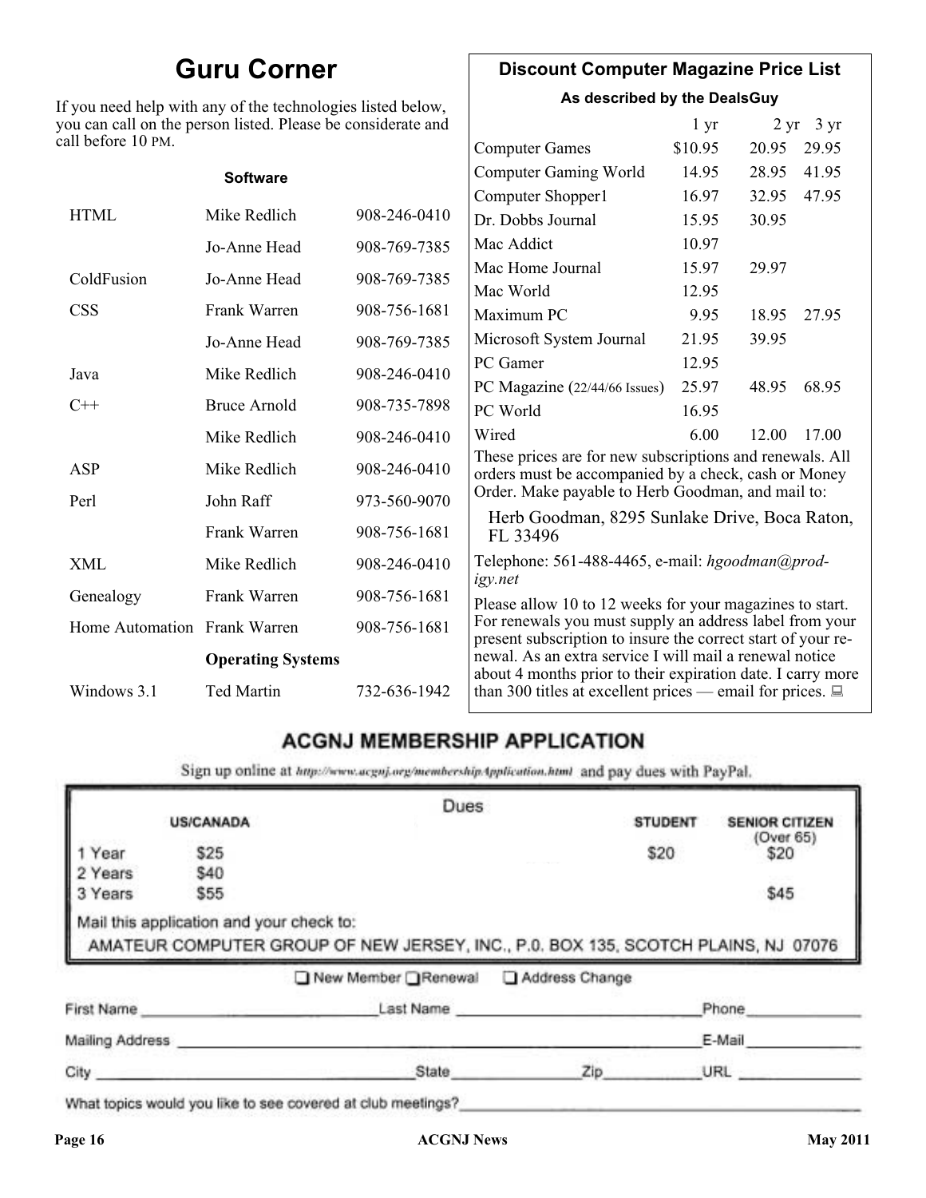## Guru Corner

If you need help with any of the technologies listed below, you can call on the person listed. Please be considerate and call before 10 PM.

| | **Software** | |
|---|---|---|
| HTML | Mike Redlich | 908-246-0410 |
| | Jo-Anne Head | 908-769-7385 |
| ColdFusion | Jo-Anne Head | 908-769-7385 |
| CSS | Frank Warren | 908-756-1681 |
| | Jo-Anne Head | 908-769-7385 |
| Java | Mike Redlich | 908-246-0410 |
| C++ | Bruce Arnold | 908-735-7898 |
| | Mike Redlich | 908-246-0410 |
| ASP | Mike Redlich | 908-246-0410 |
| Perl | John Raff | 973-560-9070 |
| | Frank Warren | 908-756-1681 |
| XML | Mike Redlich | 908-246-0410 |
| Genealogy | Frank Warren | 908-756-1681 |
| Home Automation | Frank Warren | 908-756-1681 |
| | **Operating Systems** | |
| Windows 3.1 | Ted Martin | 732-636-1942 |

## Discount Computer Magazine Price List

**As described by the DealsGuy**

| | 1 yr | 2 yr | 3 yr |
|---|---|---|---|
| Computer Games | $10.95 | 20.95 | 29.95 |
| Computer Gaming World | 14.95 | 28.95 | 41.95 |
| Computer Shopper1 | 16.97 | 32.95 | 47.95 |
| Dr. Dobbs Journal | 15.95 | 30.95 | |
| Mac Addict | 10.97 | | |
| Mac Home Journal | 15.97 | 29.97 | |
| Mac World | 12.95 | | |
| Maximum PC | 9.95 | 18.95 | 27.95 |
| Microsoft System Journal | 21.95 | 39.95 | |
| PC Gamer | 12.95 | | |
| PC Magazine (22/44/66 Issues) | 25.97 | 48.95 | 68.95 |
| PC World | 16.95 | | |
| Wired | 6.00 | 12.00 | 17.00 |

These prices are for new subscriptions and renewals. All orders must be accompanied by a check, cash or Money Order. Make payable to Herb Goodman, and mail to:

Herb Goodman, 8295 Sunlake Drive, Boca Raton, FL 33496

Telephone: 561-488-4465, e-mail: *hgoodman@prodigy.net*

Please allow 10 to 12 weeks for your magazines to start. For renewals you must supply an address label from your present subscription to insure the correct start of your renewal. As an extra service I will mail a renewal notice about 4 months prior to their expiration date. I carry more than 300 titles at excellent prices — email for prices.

## ACGNJ MEMBERSHIP APPLICATION

Sign up online at http://www.acgnj.org/membershipApplication.html and pay dues with PayPal.

**Dues**

| | US/CANADA | STUDENT | SENIOR CITIZEN (Over 65) |
|---|---|---|---|
| 1 Year | $25 | $20 | $20 |
| 2 Years | $40 | | |
| 3 Years | $55 | | $45 |

Mail this application and your check to:

AMATEUR COMPUTER GROUP OF NEW JERSEY, INC., P.0. BOX 135, SCOTCH PLAINS, NJ 07076

❑ New Member ❑ Renewal ❑ Address Change

First Name ____________ Last Name ____________ Phone ____________

Mailing Address ________________________ E-Mail ____________

City ____________ State ______ Zip ______ URL ____________

What topics would you like to see covered at club meetings? ________________________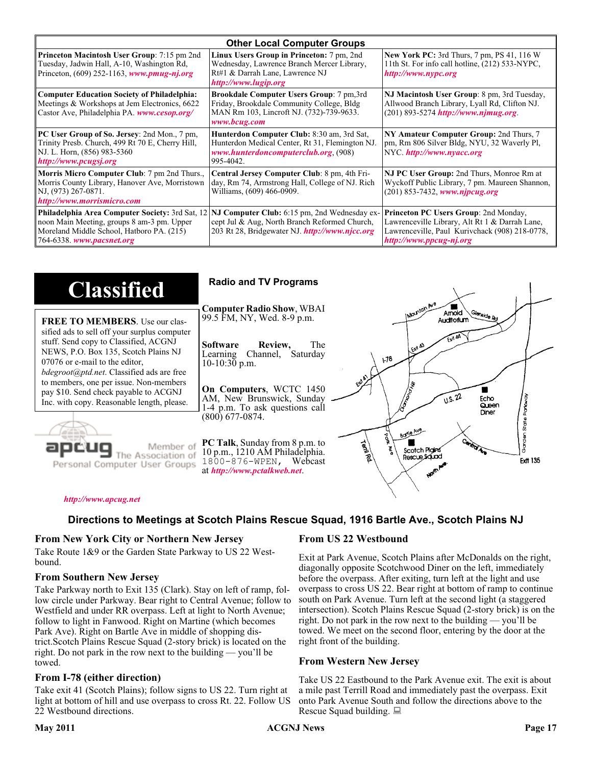## Other Local Computer Groups

| | | |
|---|---|---|
| **Princeton Macintosh User Group**: 7:15 pm 2nd Tuesday, Jadwin Hall, A-10, Washington Rd, Princeton, (609) 252-1163, ***www.pmug-nj.org*** | **Linux Users Group in Princeton:** 7 pm, 2nd Wednesday, Lawrence Branch Mercer Library, Rt#1 & Darrah Lane, Lawrence NJ ***http://www.lugip.org*** | **New York PC:** 3rd Thurs, 7 pm, PS 41, 116 W 11th St. For info call hotline, (212) 533-NYPC, ***http://www.nypc.org*** |
| **Computer Education Society of Philadelphia:** Meetings & Workshops at Jem Electronics, 6622 Castor Ave, Philadelphia PA. ***www.cesop.org/*** | **Brookdale Computer Users Group**: 7 pm,3rd Friday, Brookdale Community College, Bldg MAN Rm 103, Lincroft NJ. (732)-739-9633. ***www.bcug.com*** | **NJ Macintosh User Group**: 8 pm, 3rd Tuesday, Allwood Branch Library, Lyall Rd, Clifton NJ. (201) 893-5274 ***http://www.njmug.org***. |
| **PC User Group of So. Jersey**: 2nd Mon., 7 pm, Trinity Presb. Church, 499 Rt 70 E, Cherry Hill, NJ. L. Horn, (856) 983-5360 ***http://www.pcugsj.org*** | **Hunterdon Computer Club:** 8:30 am, 3rd Sat, Hunterdon Medical Center, Rt 31, Flemington NJ. ***www.hunterdoncomputerclub.org***, (908) 995-4042. | **NY Amateur Computer Group:** 2nd Thurs, 7 pm, Rm 806 Silver Bldg, NYU, 32 Waverly Pl, NYC. ***http://www.nyacc.org*** |
| **Morris Micro Computer Club**: 7 pm 2nd Thurs., Morris County Library, Hanover Ave, Morristown NJ, (973) 267-0871. ***http://www.morrismicro.com*** | **Central Jersey Computer Club**: 8 pm, 4th Friday, Rm 74, Armstrong Hall, College of NJ. Rich Williams, (609) 466-0909. | **NJ PC User Group:** 2nd Thurs, Monroe Rm at Wyckoff Public Library, 7 pm. Maureen Shannon, (201) 853-7432, ***www.njpcug.org*** |
| **Philadelphia Area Computer Society:** 3rd Sat, 12 noon Main Meeting, groups 8 am-3 pm. Upper Moreland Middle School, Hatboro PA. (215) 764-6338. ***www.pacsnet.org*** | **NJ Computer Club:** 6:15 pm, 2nd Wednesday except Jul & Aug, North Branch Reformed Church, 203 Rt 28, Bridgewater NJ. ***http://www.njcc.org*** | **Princeton PC Users Group**: 2nd Monday, Lawrenceville Library, Alt Rt 1 & Darrah Lane, Lawrenceville, Paul Kurivchack (908) 218-0778, ***http://www.ppcug-nj.org*** |

# Classified

**FREE TO MEMBERS**. Use our classified ads to sell off your surplus computer stuff. Send copy to Classified, ACGNJ NEWS, P.O. Box 135, Scotch Plains NJ 07076 or e-mail to the editor, *bdegroot@ptd.net*. Classified ads are free to members, one per issue. Non-members pay $10. Send check payable to ACGNJ Inc. with copy. Reasonable length, please.

apcug — Member of The Association of Personal Computer User Groups

***http://www.apcug.net***

## Radio and TV Programs

**Computer Radio Show**, WBAI 99.5 FM, NY, Wed. 8-9 p.m.

**Software Review,** The Learning Channel, Saturday 10-10:30 p.m.

**On Computers**, WCTC 1450 AM, New Brunswick, Sunday 1-4 p.m. To ask questions call (800) 677-0874.

**PC Talk**, Sunday from 8 p.m. to 10 p.m., 1210 AM Philadelphia. 1800-876-WPEN, Webcast at ***http://www.pctalkweb.net***.

## Directions to Meetings at Scotch Plains Rescue Squad, 1916 Bartle Ave., Scotch Plains NJ

### From New York City or Northern New Jersey

Take Route 1&9 or the Garden State Parkway to US 22 Westbound.

### From Southern New Jersey

Take Parkway north to Exit 135 (Clark). Stay on left of ramp, follow circle under Parkway. Bear right to Central Avenue; follow to Westfield and under RR overpass. Left at light to North Avenue; follow to light in Fanwood. Right on Martine (which becomes Park Ave). Right on Bartle Ave in middle of shopping district.Scotch Plains Rescue Squad (2-story brick) is located on the right. Do not park in the row next to the building — you'll be towed.

### From I-78 (either direction)

Take exit 41 (Scotch Plains); follow signs to US 22. Turn right at light at bottom of hill and use overpass to cross Rt. 22. Follow US 22 Westbound directions.

### From US 22 Westbound

Exit at Park Avenue, Scotch Plains after McDonalds on the right, diagonally opposite Scotchwood Diner on the left, immediately before the overpass. After exiting, turn left at the light and use overpass to cross US 22. Bear right at bottom of ramp to continue south on Park Avenue. Turn left at the second light (a staggered intersection). Scotch Plains Rescue Squad (2-story brick) is on the right. Do not park in the row next to the building — you'll be towed. We meet on the second floor, entering by the door at the right front of the building.

### From Western New Jersey

Take US 22 Eastbound to the Park Avenue exit. The exit is about a mile past Terrill Road and immediately past the overpass. Exit onto Park Avenue South and follow the directions above to the Rescue Squad building.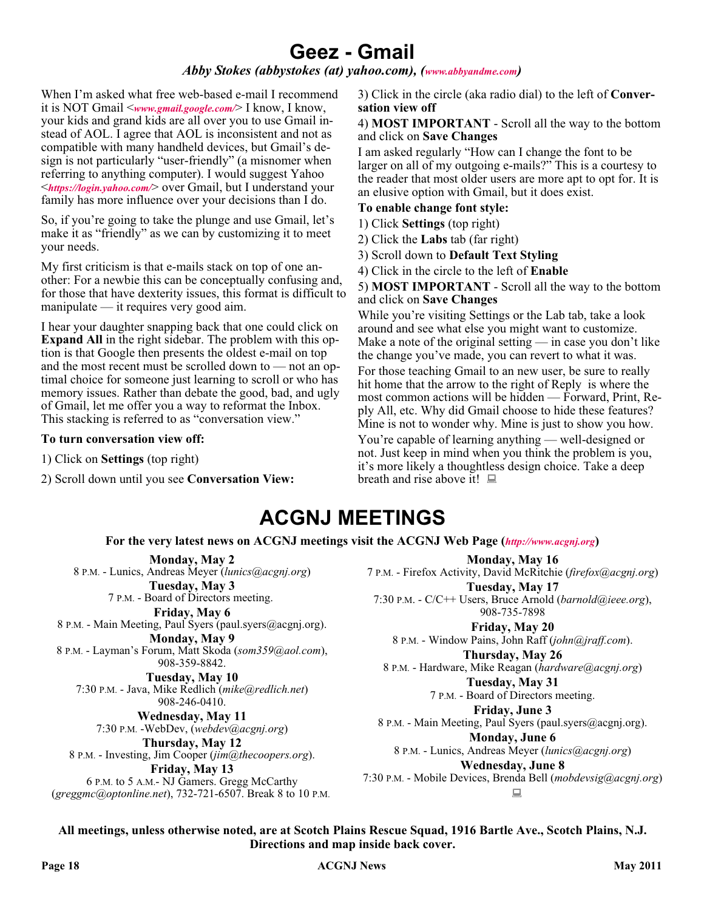# Geez - Gmail

*Abby Stokes (abbystokes (at) yahoo.com), (www.abbyandme.com)*

When I'm asked what free web-based e-mail I recommend it is NOT Gmail <*www.gmail.google.com/*> I know, I know, your kids and grand kids are all over you to use Gmail instead of AOL. I agree that AOL is inconsistent and not as compatible with many handheld devices, but Gmail's design is not particularly "user-friendly" (a misnomer when referring to anything computer). I would suggest Yahoo <*https://login.yahoo.com/*> over Gmail, but I understand your family has more influence over your decisions than I do.

So, if you're going to take the plunge and use Gmail, let's make it as "friendly" as we can by customizing it to meet your needs.

My first criticism is that e-mails stack on top of one another: For a newbie this can be conceptually confusing and, for those that have dexterity issues, this format is difficult to manipulate — it requires very good aim.

I hear your daughter snapping back that one could click on **Expand All** in the right sidebar. The problem with this option is that Google then presents the oldest e-mail on top and the most recent must be scrolled down to — not an optimal choice for someone just learning to scroll or who has memory issues. Rather than debate the good, bad, and ugly of Gmail, let me offer you a way to reformat the Inbox. This stacking is referred to as "conversation view."

**To turn conversation view off:**

1) Click on **Settings** (top right)

2) Scroll down until you see **Conversation View:**

3) Click in the circle (aka radio dial) to the left of **Conversation view off**

4) **MOST IMPORTANT** - Scroll all the way to the bottom and click on **Save Changes**

I am asked regularly "How can I change the font to be larger on all of my outgoing e-mails?" This is a courtesy to the reader that most older users are more apt to opt for. It is an elusive option with Gmail, but it does exist.

**To enable change font style:**

1) Click **Settings** (top right)

2) Click the **Labs** tab (far right)

3) Scroll down to **Default Text Styling**

4) Click in the circle to the left of **Enable**

5) **MOST IMPORTANT** - Scroll all the way to the bottom and click on **Save Changes**

While you're visiting Settings or the Lab tab, take a look around and see what else you might want to customize. Make a note of the original setting — in case you don't like the change you've made, you can revert to what it was.

For those teaching Gmail to an new user, be sure to really hit home that the arrow to the right of Reply is where the most common actions will be hidden — Forward, Print, Reply All, etc. Why did Gmail choose to hide these features? Mine is not to wonder why. Mine is just to show you how.

You're capable of learning anything — well-designed or not. Just keep in mind when you think the problem is you, it's more likely a thoughtless design choice. Take a deep breath and rise above it!

# ACGNJ MEETINGS

**For the very latest news on ACGNJ meetings visit the ACGNJ Web Page (*http://www.acgnj.org*)**

**Monday, May 2**
8 P.M. - Lunics, Andreas Meyer (*lunics@acgnj.org*)

**Tuesday, May 3**
7 P.M. - Board of Directors meeting.

**Friday, May 6**
8 P.M. - Main Meeting, Paul Syers (paul.syers@acgnj.org).

**Monday, May 9**
8 P.M. - Layman's Forum, Matt Skoda (*som359@aol.com*), 908-359-8842.

**Tuesday, May 10**
7:30 P.M. - Java, Mike Redlich (*mike@redlich.net*) 908-246-0410.

**Wednesday, May 11**
7:30 P.M. -WebDev, (*webdev@acgnj.org*)

**Thursday, May 12**
8 P.M. - Investing, Jim Cooper (*jim@thecoopers.org*).

**Friday, May 13**
6 P.M. to 5 A.M.- NJ Gamers. Gregg McCarthy (*greggmc@optonline.net*), 732-721-6507. Break 8 to 10 P.M.

**Monday, May 16**
7 P.M. - Firefox Activity, David McRitchie (*firefox@acgnj.org*)

**Tuesday, May 17**
7:30 P.M. - C/C++ Users, Bruce Arnold (*barnold@ieee.org*), 908-735-7898

**Friday, May 20**
8 P.M. - Window Pains, John Raff (*john@jraff.com*).

**Thursday, May 26**
8 P.M. - Hardware, Mike Reagan (*hardware@acgnj.org*)

**Tuesday, May 31**
7 P.M. - Board of Directors meeting.

**Friday, June 3**
8 P.M. - Main Meeting, Paul Syers (paul.syers@acgnj.org).

**Monday, June 6**
8 P.M. - Lunics, Andreas Meyer (*lunics@acgnj.org*)

**Wednesday, June 8**
7:30 P.M. - Mobile Devices, Brenda Bell (*mobdevsig@acgnj.org*)

**All meetings, unless otherwise noted, are at Scotch Plains Rescue Squad, 1916 Bartle Ave., Scotch Plains, N.J. Directions and map inside back cover.**